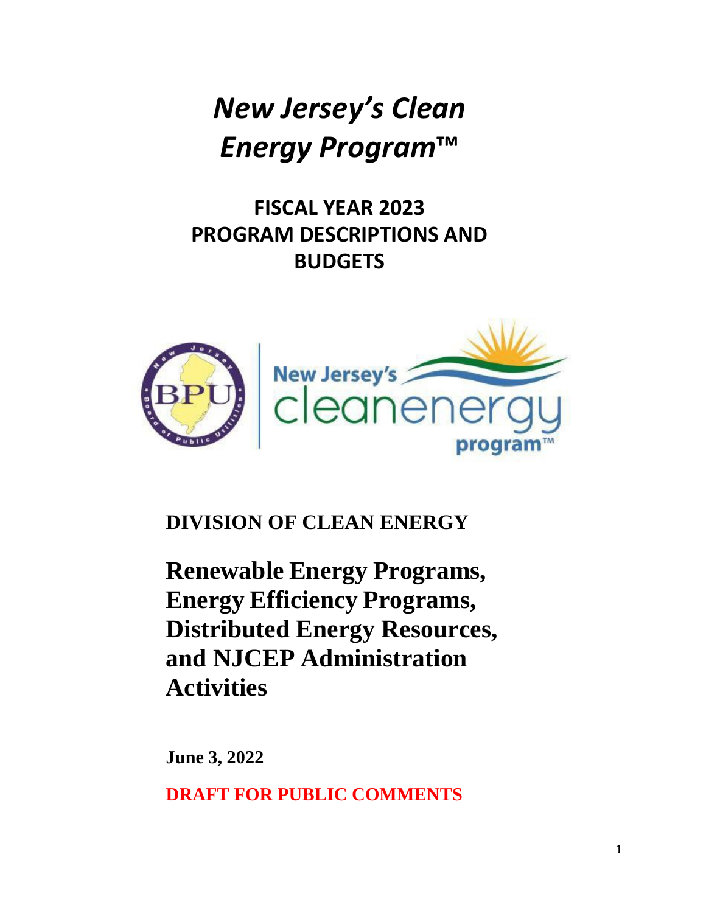# *New Jersey's Clean Energy Program™*

## FISCAL YEAR 2023 PROGRAM DESCRIPTIONS AND BUDGETS

**DIVISION OF CLEAN ENERGY**

**Renewable Energy Programs, Energy Efficiency Programs, Distributed Energy Resources, and NJCEP Administration Activities**

**June 3, 2022**

**DRAFT FOR PUBLIC COMMENTS**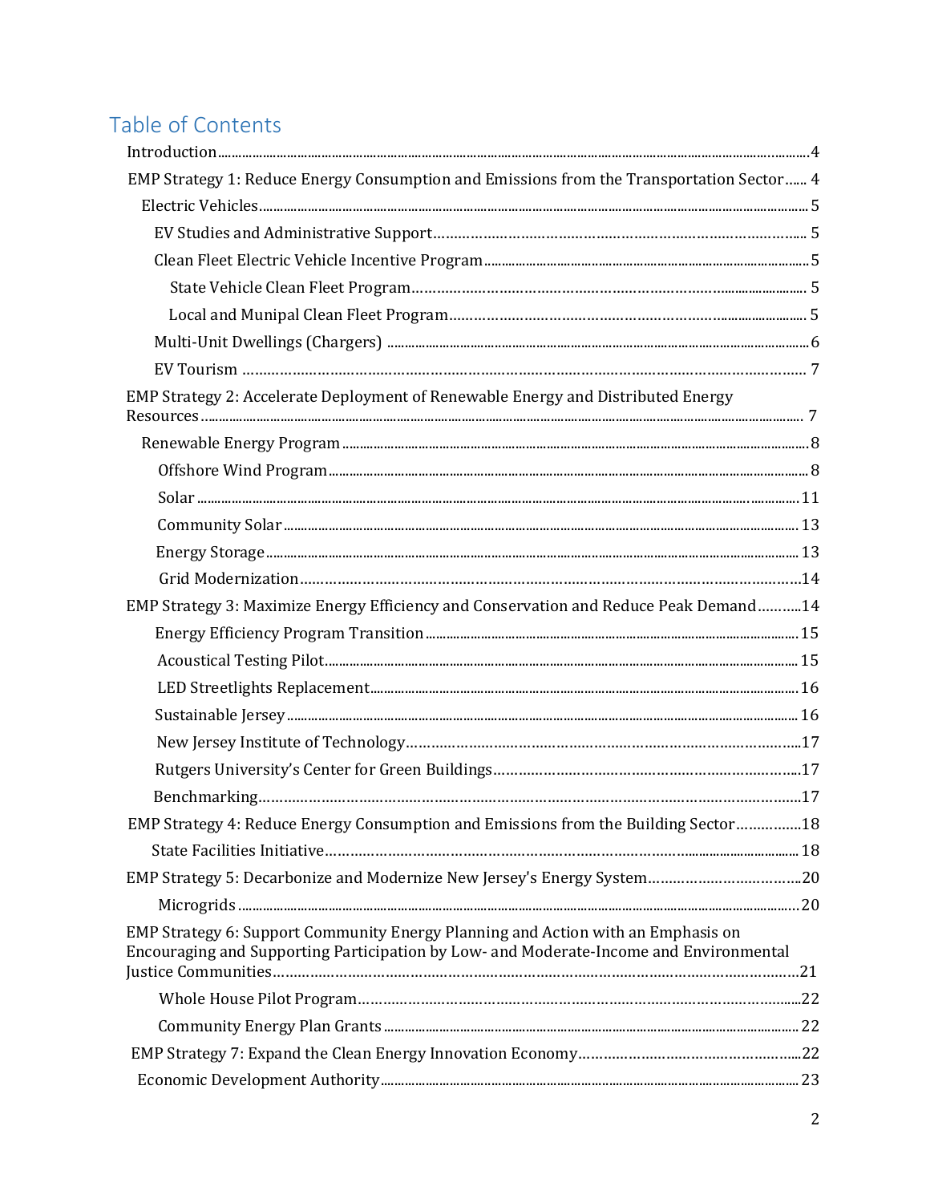## Table of Contents

- Introduction ... 4
- EMP Strategy 1: Reduce Energy Consumption and Emissions from the Transportation Sector ... 4
  - Electric Vehicles ... 5
    - EV Studies and Administrative Support ... 5
    - Clean Fleet Electric Vehicle Incentive Program ... 5
      - State Vehicle Clean Fleet Program ... 5
      - Local and Munipal Clean Fleet Program ... 5
    - Multi-Unit Dwellings (Chargers) ... 6
    - EV Tourism ... 7
- EMP Strategy 2: Accelerate Deployment of Renewable Energy and Distributed Energy Resources ... 7
  - Renewable Energy Program ... 8
    - Offshore Wind Program ... 8
    - Solar ... 11
    - Community Solar ... 13
    - Energy Storage ... 13
    - Grid Modernization ... 14
- EMP Strategy 3: Maximize Energy Efficiency and Conservation and Reduce Peak Demand ... 14
  - Energy Efficiency Program Transition ... 15
  - Acoustical Testing Pilot ... 15
  - LED Streetlights Replacement ... 16
  - Sustainable Jersey ... 16
  - New Jersey Institute of Technology ... 17
  - Rutgers University's Center for Green Buildings ... 17
  - Benchmarking ... 17
- EMP Strategy 4: Reduce Energy Consumption and Emissions from the Building Sector ... 18
  - State Facilities Initiative ... 18
- EMP Strategy 5: Decarbonize and Modernize New Jersey's Energy System ... 20
  - Microgrids ... 20
- EMP Strategy 6: Support Community Energy Planning and Action with an Emphasis on Encouraging and Supporting Participation by Low- and Moderate-Income and Environmental Justice Communities ... 21
  - Whole House Pilot Program ... 22
  - Community Energy Plan Grants ... 22
- EMP Strategy 7: Expand the Clean Energy Innovation Economy ... 22
  - Economic Development Authority ... 23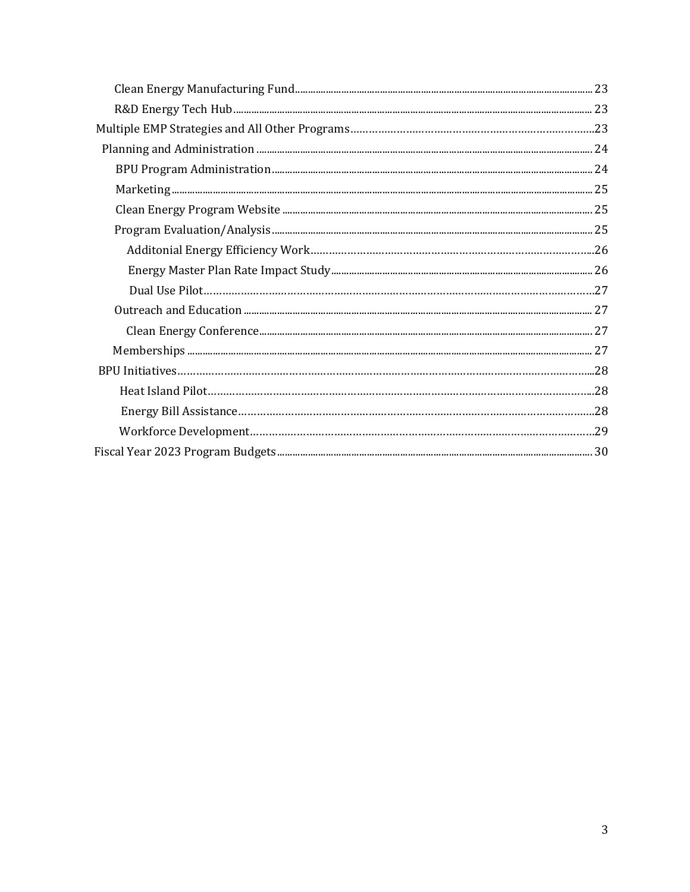Clean Energy Manufacturing Fund ..... 23

R&D Energy Tech Hub ..... 23

Multiple EMP Strategies and All Other Programs ..... 23

Planning and Administration ..... 24

BPU Program Administration ..... 24

Marketing ..... 25

Clean Energy Program Website ..... 25

Program Evaluation/Analysis ..... 25

Additonial Energy Efficiency Work ..... 26

Energy Master Plan Rate Impact Study ..... 26

Dual Use Pilot ..... 27

Outreach and Education ..... 27

Clean Energy Conference ..... 27

Memberships ..... 27

BPU Initiatives ..... 28

Heat Island Pilot ..... 28

Energy Bill Assistance ..... 28

Workforce Development ..... 29

Fiscal Year 2023 Program Budgets ..... 30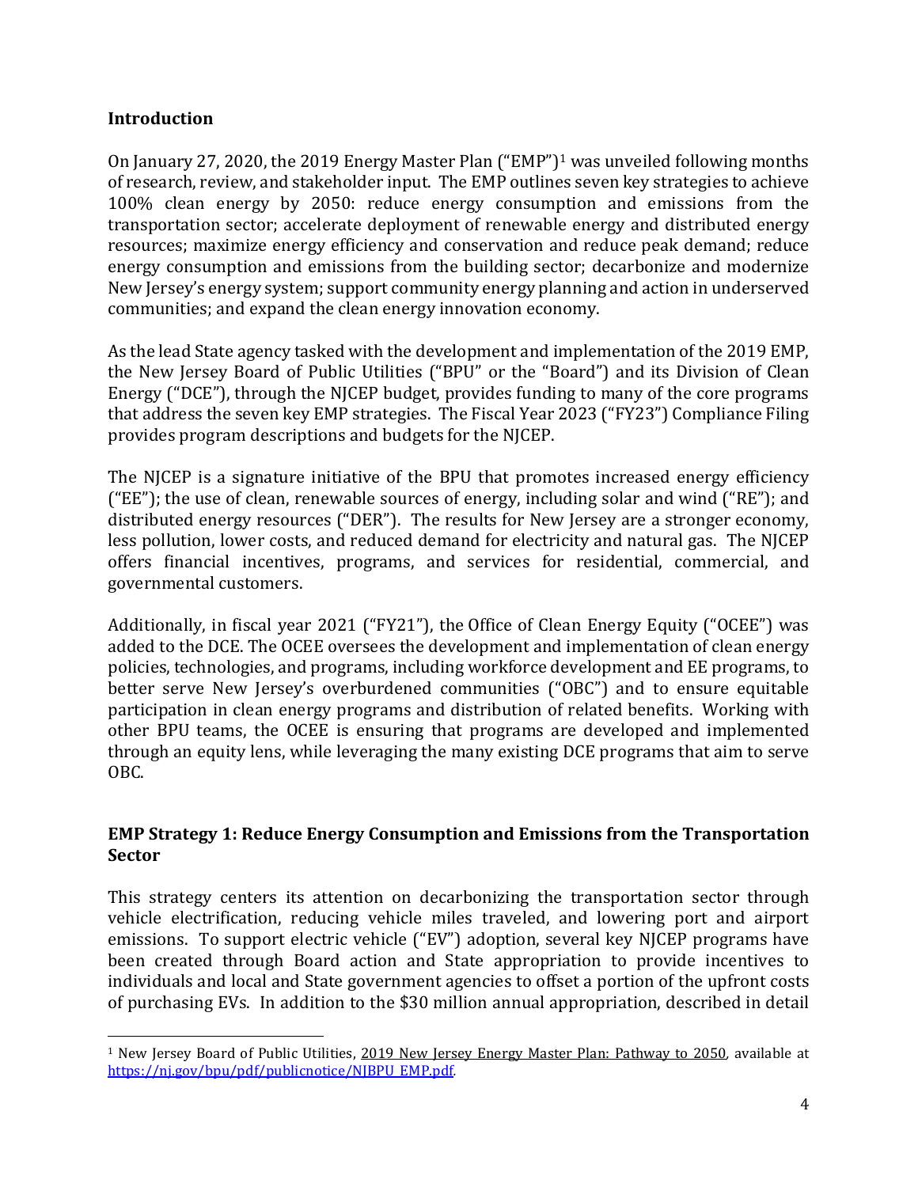## Introduction

On January 27, 2020, the 2019 Energy Master Plan ("EMP")[1] was unveiled following months of research, review, and stakeholder input. The EMP outlines seven key strategies to achieve 100% clean energy by 2050: reduce energy consumption and emissions from the transportation sector; accelerate deployment of renewable energy and distributed energy resources; maximize energy efficiency and conservation and reduce peak demand; reduce energy consumption and emissions from the building sector; decarbonize and modernize New Jersey's energy system; support community energy planning and action in underserved communities; and expand the clean energy innovation economy.

As the lead State agency tasked with the development and implementation of the 2019 EMP, the New Jersey Board of Public Utilities ("BPU" or the "Board") and its Division of Clean Energy ("DCE"), through the NJCEP budget, provides funding to many of the core programs that address the seven key EMP strategies. The Fiscal Year 2023 ("FY23") Compliance Filing provides program descriptions and budgets for the NJCEP.

The NJCEP is a signature initiative of the BPU that promotes increased energy efficiency ("EE"); the use of clean, renewable sources of energy, including solar and wind ("RE"); and distributed energy resources ("DER"). The results for New Jersey are a stronger economy, less pollution, lower costs, and reduced demand for electricity and natural gas. The NJCEP offers financial incentives, programs, and services for residential, commercial, and governmental customers.

Additionally, in fiscal year 2021 ("FY21"), the Office of Clean Energy Equity ("OCEE") was added to the DCE. The OCEE oversees the development and implementation of clean energy policies, technologies, and programs, including workforce development and EE programs, to better serve New Jersey's overburdened communities ("OBC") and to ensure equitable participation in clean energy programs and distribution of related benefits. Working with other BPU teams, the OCEE is ensuring that programs are developed and implemented through an equity lens, while leveraging the many existing DCE programs that aim to serve OBC.

## EMP Strategy 1: Reduce Energy Consumption and Emissions from the Transportation Sector

This strategy centers its attention on decarbonizing the transportation sector through vehicle electrification, reducing vehicle miles traveled, and lowering port and airport emissions. To support electric vehicle ("EV") adoption, several key NJCEP programs have been created through Board action and State appropriation to provide incentives to individuals and local and State government agencies to offset a portion of the upfront costs of purchasing EVs. In addition to the $30 million annual appropriation, described in detail

---

[1] New Jersey Board of Public Utilities, 2019 New Jersey Energy Master Plan: Pathway to 2050, available at https://nj.gov/bpu/pdf/publicnotice/NJBPU_EMP.pdf.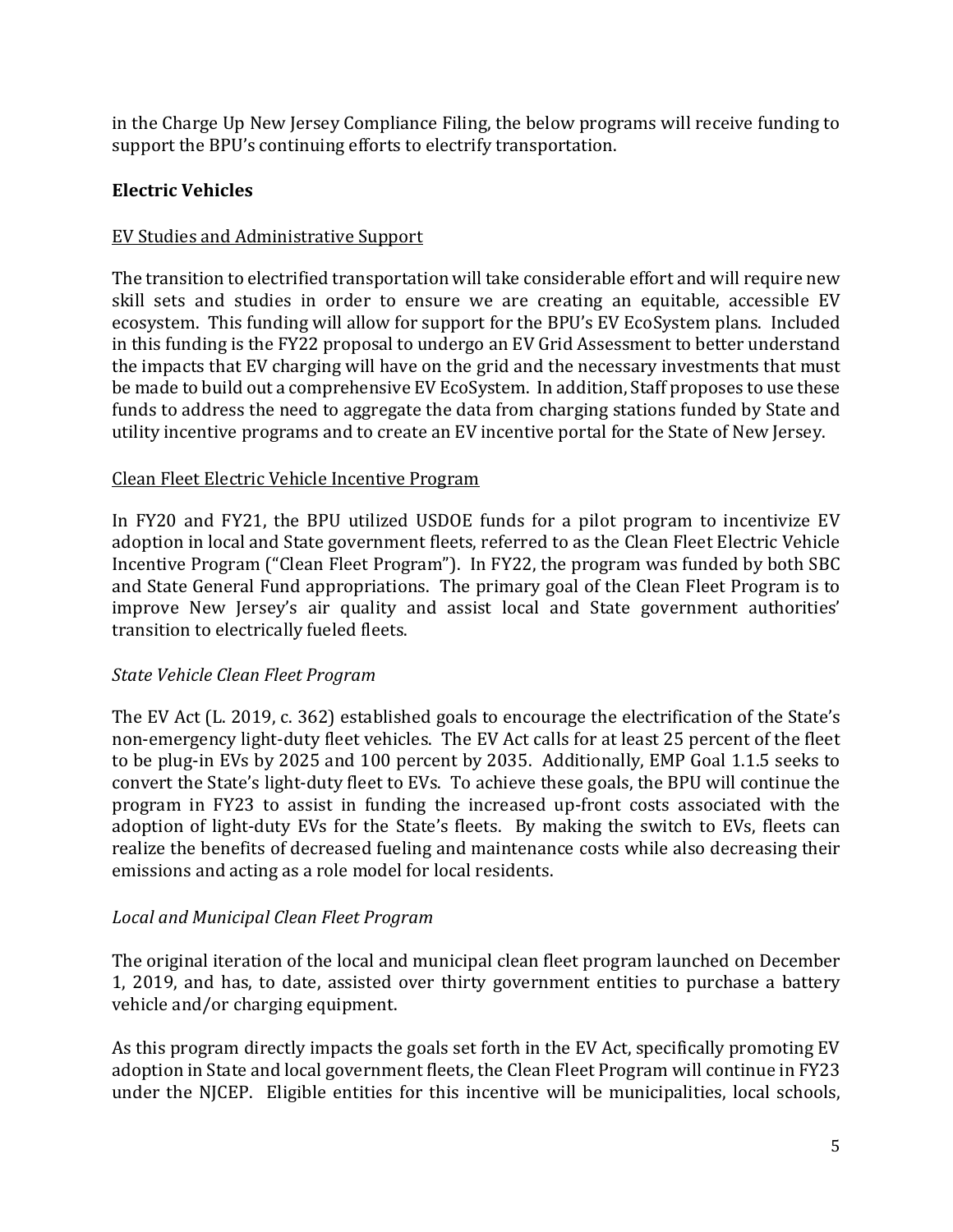in the Charge Up New Jersey Compliance Filing, the below programs will receive funding to support the BPU's continuing efforts to electrify transportation.

## Electric Vehicles

### EV Studies and Administrative Support

The transition to electrified transportation will take considerable effort and will require new skill sets and studies in order to ensure we are creating an equitable, accessible EV ecosystem. This funding will allow for support for the BPU's EV EcoSystem plans. Included in this funding is the FY22 proposal to undergo an EV Grid Assessment to better understand the impacts that EV charging will have on the grid and the necessary investments that must be made to build out a comprehensive EV EcoSystem. In addition, Staff proposes to use these funds to address the need to aggregate the data from charging stations funded by State and utility incentive programs and to create an EV incentive portal for the State of New Jersey.

### Clean Fleet Electric Vehicle Incentive Program

In FY20 and FY21, the BPU utilized USDOE funds for a pilot program to incentivize EV adoption in local and State government fleets, referred to as the Clean Fleet Electric Vehicle Incentive Program ("Clean Fleet Program"). In FY22, the program was funded by both SBC and State General Fund appropriations. The primary goal of the Clean Fleet Program is to improve New Jersey's air quality and assist local and State government authorities' transition to electrically fueled fleets.

#### *State Vehicle Clean Fleet Program*

The EV Act (L. 2019, c. 362) established goals to encourage the electrification of the State's non-emergency light-duty fleet vehicles. The EV Act calls for at least 25 percent of the fleet to be plug-in EVs by 2025 and 100 percent by 2035. Additionally, EMP Goal 1.1.5 seeks to convert the State's light-duty fleet to EVs. To achieve these goals, the BPU will continue the program in FY23 to assist in funding the increased up-front costs associated with the adoption of light-duty EVs for the State's fleets. By making the switch to EVs, fleets can realize the benefits of decreased fueling and maintenance costs while also decreasing their emissions and acting as a role model for local residents.

#### *Local and Municipal Clean Fleet Program*

The original iteration of the local and municipal clean fleet program launched on December 1, 2019, and has, to date, assisted over thirty government entities to purchase a battery vehicle and/or charging equipment.

As this program directly impacts the goals set forth in the EV Act, specifically promoting EV adoption in State and local government fleets, the Clean Fleet Program will continue in FY23 under the NJCEP. Eligible entities for this incentive will be municipalities, local schools,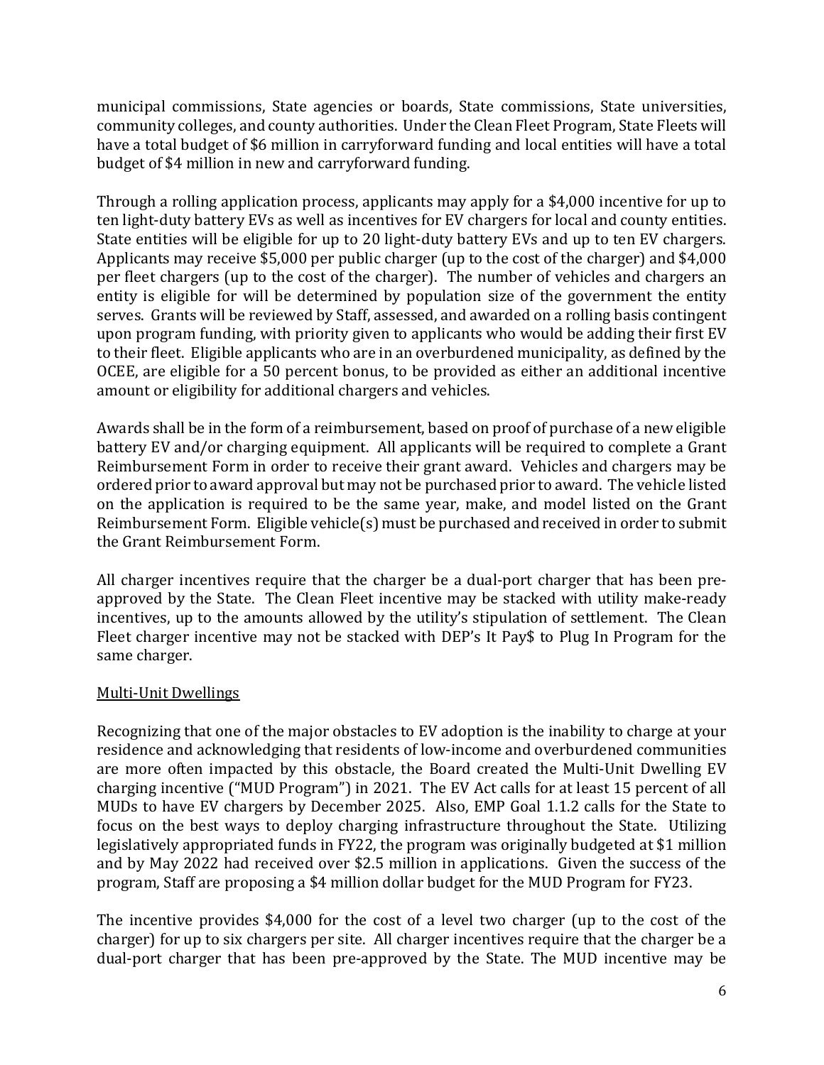municipal commissions, State agencies or boards, State commissions, State universities, community colleges, and county authorities. Under the Clean Fleet Program, State Fleets will have a total budget of $6 million in carryforward funding and local entities will have a total budget of $4 million in new and carryforward funding.

Through a rolling application process, applicants may apply for a $4,000 incentive for up to ten light-duty battery EVs as well as incentives for EV chargers for local and county entities. State entities will be eligible for up to 20 light-duty battery EVs and up to ten EV chargers. Applicants may receive $5,000 per public charger (up to the cost of the charger) and $4,000 per fleet chargers (up to the cost of the charger). The number of vehicles and chargers an entity is eligible for will be determined by population size of the government the entity serves. Grants will be reviewed by Staff, assessed, and awarded on a rolling basis contingent upon program funding, with priority given to applicants who would be adding their first EV to their fleet. Eligible applicants who are in an overburdened municipality, as defined by the OCEE, are eligible for a 50 percent bonus, to be provided as either an additional incentive amount or eligibility for additional chargers and vehicles.

Awards shall be in the form of a reimbursement, based on proof of purchase of a new eligible battery EV and/or charging equipment. All applicants will be required to complete a Grant Reimbursement Form in order to receive their grant award. Vehicles and chargers may be ordered prior to award approval but may not be purchased prior to award. The vehicle listed on the application is required to be the same year, make, and model listed on the Grant Reimbursement Form. Eligible vehicle(s) must be purchased and received in order to submit the Grant Reimbursement Form.

All charger incentives require that the charger be a dual-port charger that has been pre-approved by the State. The Clean Fleet incentive may be stacked with utility make-ready incentives, up to the amounts allowed by the utility's stipulation of settlement. The Clean Fleet charger incentive may not be stacked with DEP's It Pay$ to Plug In Program for the same charger.

<u>Multi-Unit Dwellings</u>

Recognizing that one of the major obstacles to EV adoption is the inability to charge at your residence and acknowledging that residents of low-income and overburdened communities are more often impacted by this obstacle, the Board created the Multi-Unit Dwelling EV charging incentive ("MUD Program") in 2021. The EV Act calls for at least 15 percent of all MUDs to have EV chargers by December 2025. Also, EMP Goal 1.1.2 calls for the State to focus on the best ways to deploy charging infrastructure throughout the State. Utilizing legislatively appropriated funds in FY22, the program was originally budgeted at $1 million and by May 2022 had received over $2.5 million in applications. Given the success of the program, Staff are proposing a $4 million dollar budget for the MUD Program for FY23.

The incentive provides $4,000 for the cost of a level two charger (up to the cost of the charger) for up to six chargers per site. All charger incentives require that the charger be a dual-port charger that has been pre-approved by the State. The MUD incentive may be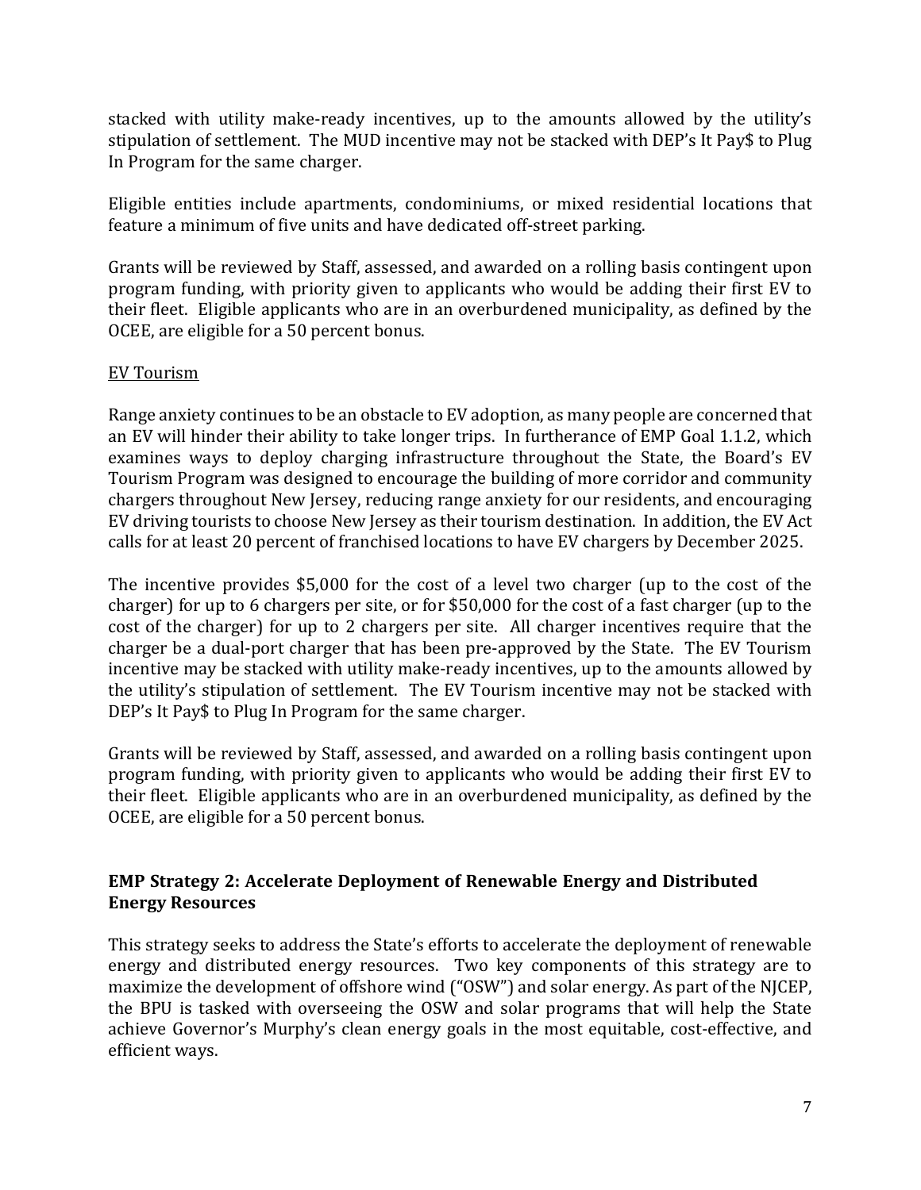stacked with utility make-ready incentives, up to the amounts allowed by the utility's stipulation of settlement. The MUD incentive may not be stacked with DEP's It Pay$ to Plug In Program for the same charger.

Eligible entities include apartments, condominiums, or mixed residential locations that feature a minimum of five units and have dedicated off-street parking.

Grants will be reviewed by Staff, assessed, and awarded on a rolling basis contingent upon program funding, with priority given to applicants who would be adding their first EV to their fleet. Eligible applicants who are in an overburdened municipality, as defined by the OCEE, are eligible for a 50 percent bonus.

<u>EV Tourism</u>

Range anxiety continues to be an obstacle to EV adoption, as many people are concerned that an EV will hinder their ability to take longer trips. In furtherance of EMP Goal 1.1.2, which examines ways to deploy charging infrastructure throughout the State, the Board's EV Tourism Program was designed to encourage the building of more corridor and community chargers throughout New Jersey, reducing range anxiety for our residents, and encouraging EV driving tourists to choose New Jersey as their tourism destination. In addition, the EV Act calls for at least 20 percent of franchised locations to have EV chargers by December 2025.

The incentive provides $5,000 for the cost of a level two charger (up to the cost of the charger) for up to 6 chargers per site, or for $50,000 for the cost of a fast charger (up to the cost of the charger) for up to 2 chargers per site. All charger incentives require that the charger be a dual-port charger that has been pre-approved by the State. The EV Tourism incentive may be stacked with utility make-ready incentives, up to the amounts allowed by the utility's stipulation of settlement. The EV Tourism incentive may not be stacked with DEP's It Pay$ to Plug In Program for the same charger.

Grants will be reviewed by Staff, assessed, and awarded on a rolling basis contingent upon program funding, with priority given to applicants who would be adding their first EV to their fleet. Eligible applicants who are in an overburdened municipality, as defined by the OCEE, are eligible for a 50 percent bonus.

### EMP Strategy 2: Accelerate Deployment of Renewable Energy and Distributed Energy Resources

This strategy seeks to address the State's efforts to accelerate the deployment of renewable energy and distributed energy resources. Two key components of this strategy are to maximize the development of offshore wind ("OSW") and solar energy. As part of the NJCEP, the BPU is tasked with overseeing the OSW and solar programs that will help the State achieve Governor's Murphy's clean energy goals in the most equitable, cost-effective, and efficient ways.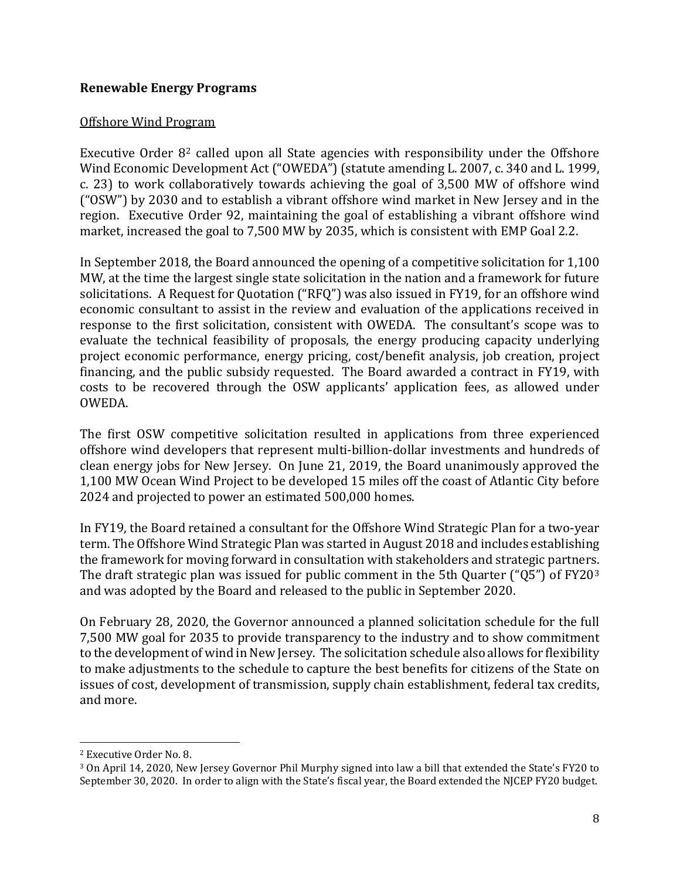**Renewable Energy Programs**

Offshore Wind Program

Executive Order 8[2] called upon all State agencies with responsibility under the Offshore Wind Economic Development Act ("OWEDA") (statute amending L. 2007, c. 340 and L. 1999, c. 23) to work collaboratively towards achieving the goal of 3,500 MW of offshore wind ("OSW") by 2030 and to establish a vibrant offshore wind market in New Jersey and in the region. Executive Order 92, maintaining the goal of establishing a vibrant offshore wind market, increased the goal to 7,500 MW by 2035, which is consistent with EMP Goal 2.2.

In September 2018, the Board announced the opening of a competitive solicitation for 1,100 MW, at the time the largest single state solicitation in the nation and a framework for future solicitations. A Request for Quotation ("RFQ") was also issued in FY19, for an offshore wind economic consultant to assist in the review and evaluation of the applications received in response to the first solicitation, consistent with OWEDA. The consultant's scope was to evaluate the technical feasibility of proposals, the energy producing capacity underlying project economic performance, energy pricing, cost/benefit analysis, job creation, project financing, and the public subsidy requested. The Board awarded a contract in FY19, with costs to be recovered through the OSW applicants' application fees, as allowed under OWEDA.

The first OSW competitive solicitation resulted in applications from three experienced offshore wind developers that represent multi-billion-dollar investments and hundreds of clean energy jobs for New Jersey. On June 21, 2019, the Board unanimously approved the 1,100 MW Ocean Wind Project to be developed 15 miles off the coast of Atlantic City before 2024 and projected to power an estimated 500,000 homes.

In FY19, the Board retained a consultant for the Offshore Wind Strategic Plan for a two-year term. The Offshore Wind Strategic Plan was started in August 2018 and includes establishing the framework for moving forward in consultation with stakeholders and strategic partners. The draft strategic plan was issued for public comment in the 5th Quarter ("Q5") of FY20[3] and was adopted by the Board and released to the public in September 2020.

On February 28, 2020, the Governor announced a planned solicitation schedule for the full 7,500 MW goal for 2035 to provide transparency to the industry and to show commitment to the development of wind in New Jersey. The solicitation schedule also allows for flexibility to make adjustments to the schedule to capture the best benefits for citizens of the State on issues of cost, development of transmission, supply chain establishment, federal tax credits, and more.

---

[2] Executive Order No. 8.

[3] On April 14, 2020, New Jersey Governor Phil Murphy signed into law a bill that extended the State's FY20 to September 30, 2020. In order to align with the State's fiscal year, the Board extended the NJCEP FY20 budget.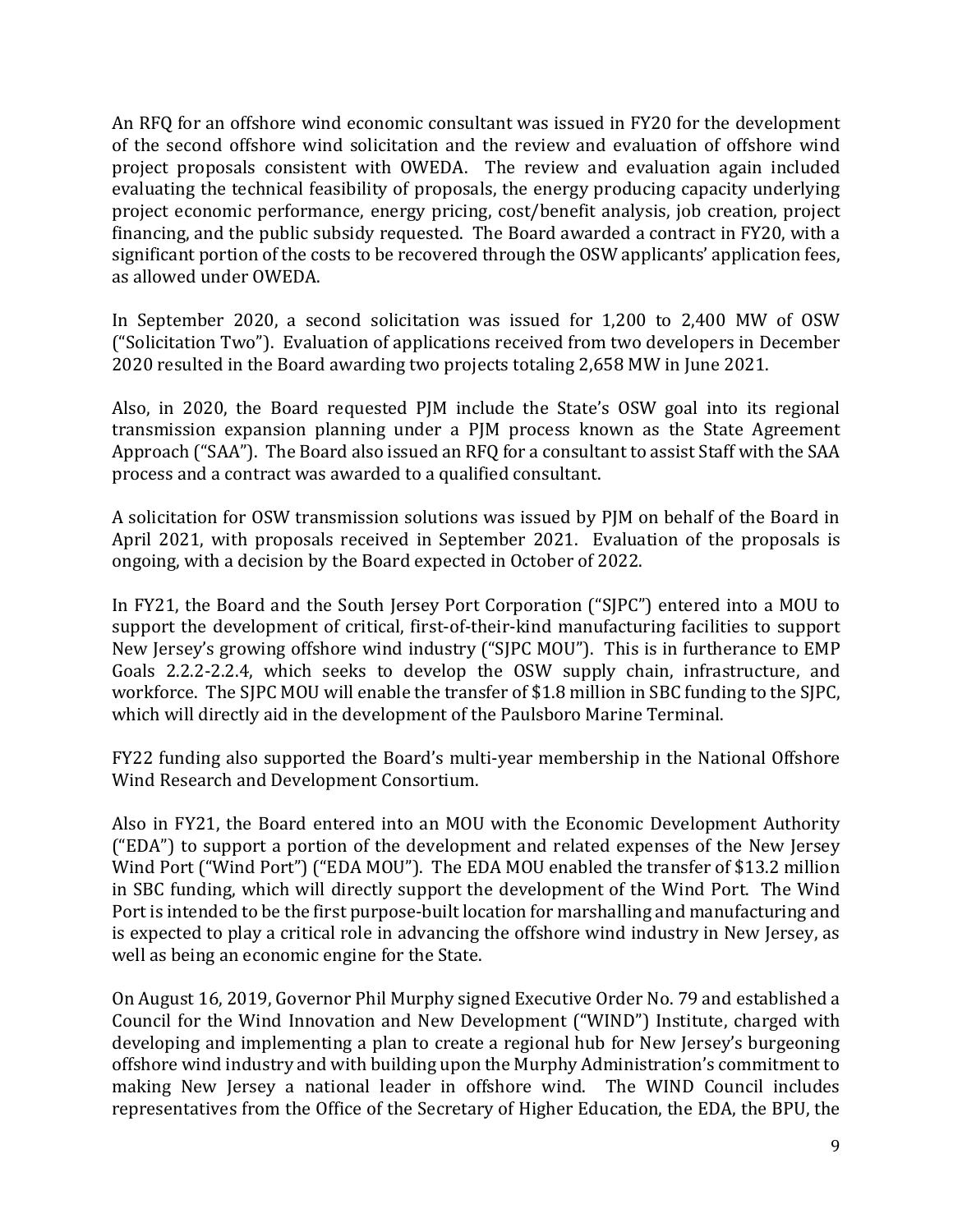An RFQ for an offshore wind economic consultant was issued in FY20 for the development of the second offshore wind solicitation and the review and evaluation of offshore wind project proposals consistent with OWEDA. The review and evaluation again included evaluating the technical feasibility of proposals, the energy producing capacity underlying project economic performance, energy pricing, cost/benefit analysis, job creation, project financing, and the public subsidy requested. The Board awarded a contract in FY20, with a significant portion of the costs to be recovered through the OSW applicants' application fees, as allowed under OWEDA.

In September 2020, a second solicitation was issued for 1,200 to 2,400 MW of OSW ("Solicitation Two"). Evaluation of applications received from two developers in December 2020 resulted in the Board awarding two projects totaling 2,658 MW in June 2021.

Also, in 2020, the Board requested PJM include the State's OSW goal into its regional transmission expansion planning under a PJM process known as the State Agreement Approach ("SAA"). The Board also issued an RFQ for a consultant to assist Staff with the SAA process and a contract was awarded to a qualified consultant.

A solicitation for OSW transmission solutions was issued by PJM on behalf of the Board in April 2021, with proposals received in September 2021. Evaluation of the proposals is ongoing, with a decision by the Board expected in October of 2022.

In FY21, the Board and the South Jersey Port Corporation ("SJPC") entered into a MOU to support the development of critical, first-of-their-kind manufacturing facilities to support New Jersey's growing offshore wind industry ("SJPC MOU"). This is in furtherance to EMP Goals 2.2.2-2.2.4, which seeks to develop the OSW supply chain, infrastructure, and workforce. The SJPC MOU will enable the transfer of $1.8 million in SBC funding to the SJPC, which will directly aid in the development of the Paulsboro Marine Terminal.

FY22 funding also supported the Board's multi-year membership in the National Offshore Wind Research and Development Consortium.

Also in FY21, the Board entered into an MOU with the Economic Development Authority ("EDA") to support a portion of the development and related expenses of the New Jersey Wind Port ("Wind Port") ("EDA MOU"). The EDA MOU enabled the transfer of $13.2 million in SBC funding, which will directly support the development of the Wind Port. The Wind Port is intended to be the first purpose-built location for marshalling and manufacturing and is expected to play a critical role in advancing the offshore wind industry in New Jersey, as well as being an economic engine for the State.

On August 16, 2019, Governor Phil Murphy signed Executive Order No. 79 and established a Council for the Wind Innovation and New Development ("WIND") Institute, charged with developing and implementing a plan to create a regional hub for New Jersey's burgeoning offshore wind industry and with building upon the Murphy Administration's commitment to making New Jersey a national leader in offshore wind. The WIND Council includes representatives from the Office of the Secretary of Higher Education, the EDA, the BPU, the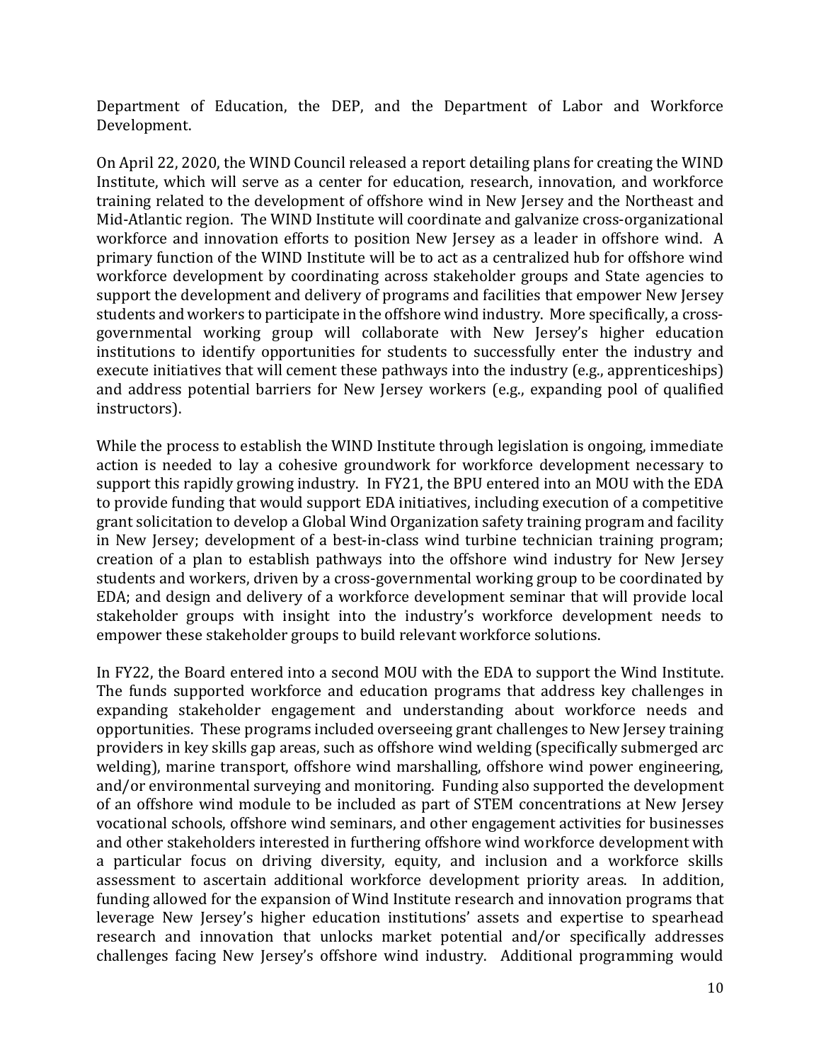Department of Education, the DEP, and the Department of Labor and Workforce Development.

On April 22, 2020, the WIND Council released a report detailing plans for creating the WIND Institute, which will serve as a center for education, research, innovation, and workforce training related to the development of offshore wind in New Jersey and the Northeast and Mid-Atlantic region. The WIND Institute will coordinate and galvanize cross-organizational workforce and innovation efforts to position New Jersey as a leader in offshore wind. A primary function of the WIND Institute will be to act as a centralized hub for offshore wind workforce development by coordinating across stakeholder groups and State agencies to support the development and delivery of programs and facilities that empower New Jersey students and workers to participate in the offshore wind industry. More specifically, a cross-governmental working group will collaborate with New Jersey's higher education institutions to identify opportunities for students to successfully enter the industry and execute initiatives that will cement these pathways into the industry (e.g., apprenticeships) and address potential barriers for New Jersey workers (e.g., expanding pool of qualified instructors).

While the process to establish the WIND Institute through legislation is ongoing, immediate action is needed to lay a cohesive groundwork for workforce development necessary to support this rapidly growing industry. In FY21, the BPU entered into an MOU with the EDA to provide funding that would support EDA initiatives, including execution of a competitive grant solicitation to develop a Global Wind Organization safety training program and facility in New Jersey; development of a best-in-class wind turbine technician training program; creation of a plan to establish pathways into the offshore wind industry for New Jersey students and workers, driven by a cross-governmental working group to be coordinated by EDA; and design and delivery of a workforce development seminar that will provide local stakeholder groups with insight into the industry's workforce development needs to empower these stakeholder groups to build relevant workforce solutions.

In FY22, the Board entered into a second MOU with the EDA to support the Wind Institute. The funds supported workforce and education programs that address key challenges in expanding stakeholder engagement and understanding about workforce needs and opportunities. These programs included overseeing grant challenges to New Jersey training providers in key skills gap areas, such as offshore wind welding (specifically submerged arc welding), marine transport, offshore wind marshalling, offshore wind power engineering, and/or environmental surveying and monitoring. Funding also supported the development of an offshore wind module to be included as part of STEM concentrations at New Jersey vocational schools, offshore wind seminars, and other engagement activities for businesses and other stakeholders interested in furthering offshore wind workforce development with a particular focus on driving diversity, equity, and inclusion and a workforce skills assessment to ascertain additional workforce development priority areas. In addition, funding allowed for the expansion of Wind Institute research and innovation programs that leverage New Jersey's higher education institutions' assets and expertise to spearhead research and innovation that unlocks market potential and/or specifically addresses challenges facing New Jersey's offshore wind industry. Additional programming would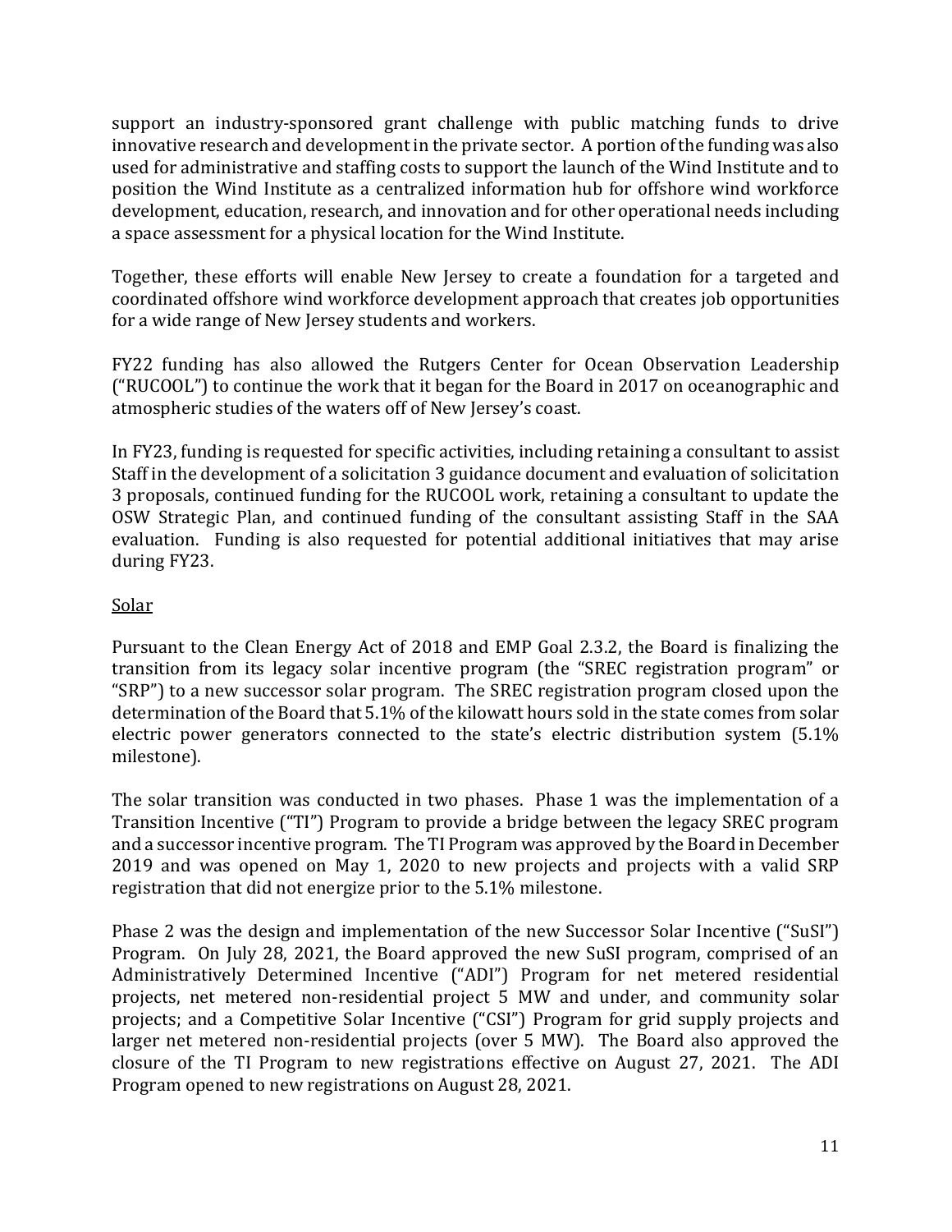support an industry-sponsored grant challenge with public matching funds to drive innovative research and development in the private sector. A portion of the funding was also used for administrative and staffing costs to support the launch of the Wind Institute and to position the Wind Institute as a centralized information hub for offshore wind workforce development, education, research, and innovation and for other operational needs including a space assessment for a physical location for the Wind Institute.

Together, these efforts will enable New Jersey to create a foundation for a targeted and coordinated offshore wind workforce development approach that creates job opportunities for a wide range of New Jersey students and workers.

FY22 funding has also allowed the Rutgers Center for Ocean Observation Leadership ("RUCOOL") to continue the work that it began for the Board in 2017 on oceanographic and atmospheric studies of the waters off of New Jersey's coast.

In FY23, funding is requested for specific activities, including retaining a consultant to assist Staff in the development of a solicitation 3 guidance document and evaluation of solicitation 3 proposals, continued funding for the RUCOOL work, retaining a consultant to update the OSW Strategic Plan, and continued funding of the consultant assisting Staff in the SAA evaluation. Funding is also requested for potential additional initiatives that may arise during FY23.

Solar

Pursuant to the Clean Energy Act of 2018 and EMP Goal 2.3.2, the Board is finalizing the transition from its legacy solar incentive program (the "SREC registration program" or "SRP") to a new successor solar program. The SREC registration program closed upon the determination of the Board that 5.1% of the kilowatt hours sold in the state comes from solar electric power generators connected to the state's electric distribution system (5.1% milestone).

The solar transition was conducted in two phases. Phase 1 was the implementation of a Transition Incentive ("TI") Program to provide a bridge between the legacy SREC program and a successor incentive program. The TI Program was approved by the Board in December 2019 and was opened on May 1, 2020 to new projects and projects with a valid SRP registration that did not energize prior to the 5.1% milestone.

Phase 2 was the design and implementation of the new Successor Solar Incentive ("SuSI") Program. On July 28, 2021, the Board approved the new SuSI program, comprised of an Administratively Determined Incentive ("ADI") Program for net metered residential projects, net metered non-residential project 5 MW and under, and community solar projects; and a Competitive Solar Incentive ("CSI") Program for grid supply projects and larger net metered non-residential projects (over 5 MW). The Board also approved the closure of the TI Program to new registrations effective on August 27, 2021. The ADI Program opened to new registrations on August 28, 2021.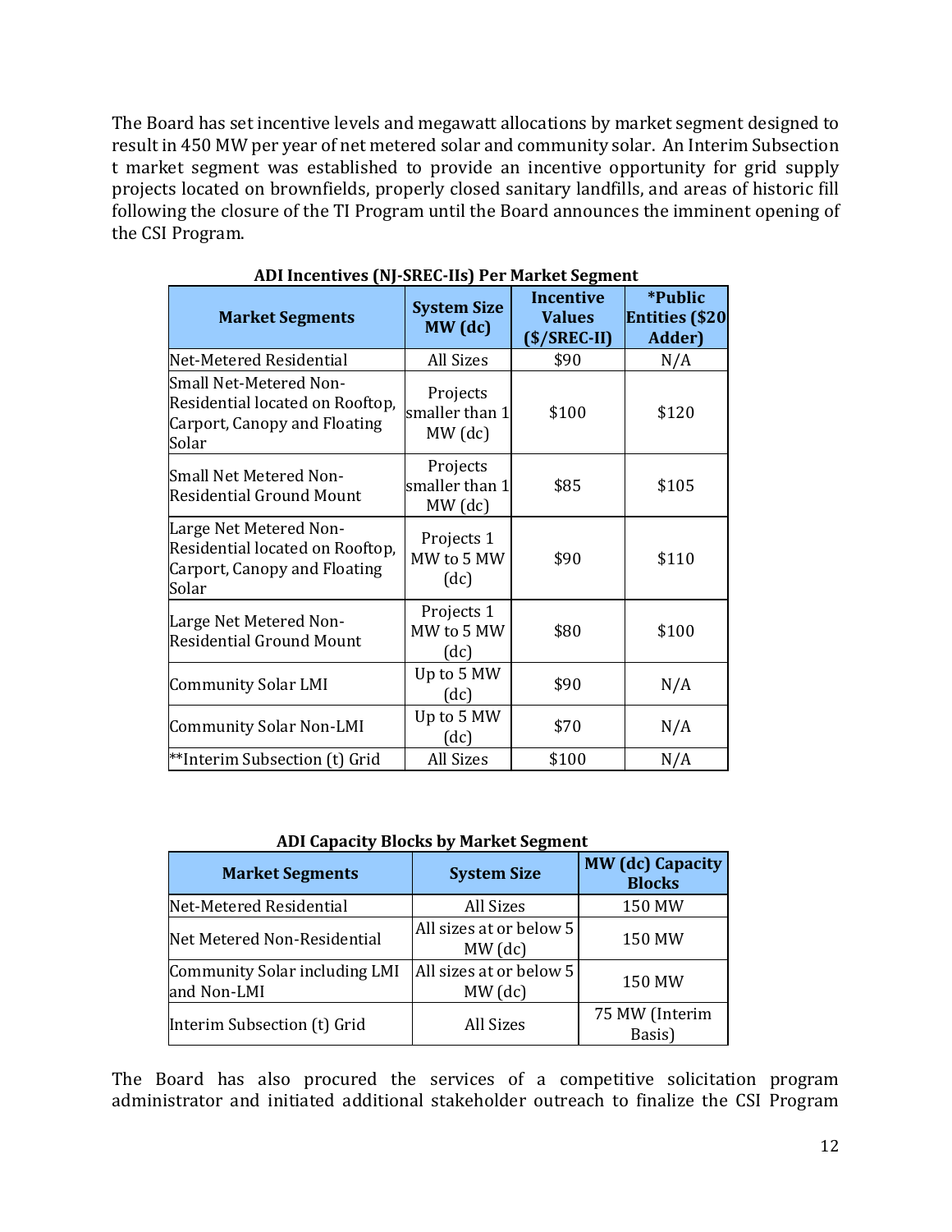The Board has set incentive levels and megawatt allocations by market segment designed to result in 450 MW per year of net metered solar and community solar. An Interim Subsection t market segment was established to provide an incentive opportunity for grid supply projects located on brownfields, properly closed sanitary landfills, and areas of historic fill following the closure of the TI Program until the Board announces the imminent opening of the CSI Program.

**ADI Incentives (NJ-SREC-IIs) Per Market Segment**

| Market Segments | System Size MW (dc) | Incentive Values ($/SREC-II) | *Public Entities ($20 Adder) |
|---|---|---|---|
| Net-Metered Residential | All Sizes | $90 | N/A |
| Small Net-Metered Non-Residential located on Rooftop, Carport, Canopy and Floating Solar | Projects smaller than 1 MW (dc) | $100 | $120 |
| Small Net Metered Non-Residential Ground Mount | Projects smaller than 1 MW (dc) | $85 | $105 |
| Large Net Metered Non-Residential located on Rooftop, Carport, Canopy and Floating Solar | Projects 1 MW to 5 MW (dc) | $90 | $110 |
| Large Net Metered Non-Residential Ground Mount | Projects 1 MW to 5 MW (dc) | $80 | $100 |
| Community Solar LMI | Up to 5 MW (dc) | $90 | N/A |
| Community Solar Non-LMI | Up to 5 MW (dc) | $70 | N/A |
| **Interim Subsection (t) Grid | All Sizes | $100 | N/A |

**ADI Capacity Blocks by Market Segment**

| Market Segments | System Size | MW (dc) Capacity Blocks |
|---|---|---|
| Net-Metered Residential | All Sizes | 150 MW |
| Net Metered Non-Residential | All sizes at or below 5 MW (dc) | 150 MW |
| Community Solar including LMI and Non-LMI | All sizes at or below 5 MW (dc) | 150 MW |
| Interim Subsection (t) Grid | All Sizes | 75 MW (Interim Basis) |

The Board has also procured the services of a competitive solicitation program administrator and initiated additional stakeholder outreach to finalize the CSI Program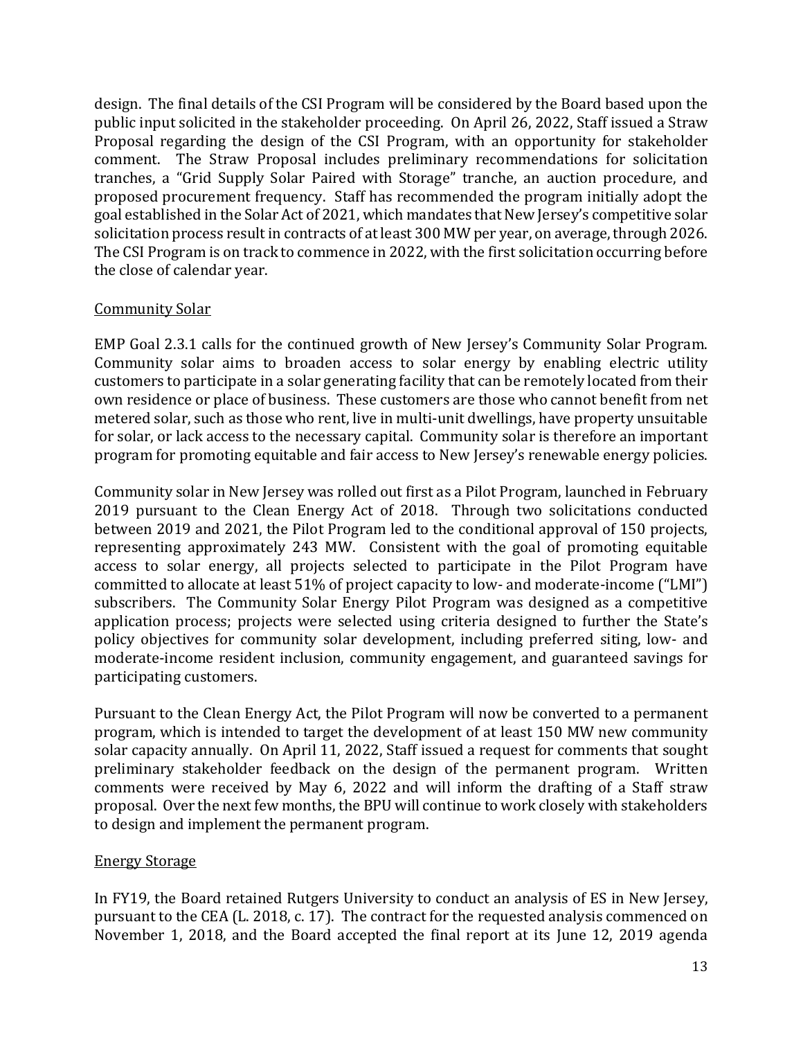design. The final details of the CSI Program will be considered by the Board based upon the public input solicited in the stakeholder proceeding. On April 26, 2022, Staff issued a Straw Proposal regarding the design of the CSI Program, with an opportunity for stakeholder comment. The Straw Proposal includes preliminary recommendations for solicitation tranches, a "Grid Supply Solar Paired with Storage" tranche, an auction procedure, and proposed procurement frequency. Staff has recommended the program initially adopt the goal established in the Solar Act of 2021, which mandates that New Jersey's competitive solar solicitation process result in contracts of at least 300 MW per year, on average, through 2026. The CSI Program is on track to commence in 2022, with the first solicitation occurring before the close of calendar year.

<u>Community Solar</u>

EMP Goal 2.3.1 calls for the continued growth of New Jersey's Community Solar Program. Community solar aims to broaden access to solar energy by enabling electric utility customers to participate in a solar generating facility that can be remotely located from their own residence or place of business. These customers are those who cannot benefit from net metered solar, such as those who rent, live in multi-unit dwellings, have property unsuitable for solar, or lack access to the necessary capital. Community solar is therefore an important program for promoting equitable and fair access to New Jersey's renewable energy policies.

Community solar in New Jersey was rolled out first as a Pilot Program, launched in February 2019 pursuant to the Clean Energy Act of 2018. Through two solicitations conducted between 2019 and 2021, the Pilot Program led to the conditional approval of 150 projects, representing approximately 243 MW. Consistent with the goal of promoting equitable access to solar energy, all projects selected to participate in the Pilot Program have committed to allocate at least 51% of project capacity to low- and moderate-income ("LMI") subscribers. The Community Solar Energy Pilot Program was designed as a competitive application process; projects were selected using criteria designed to further the State's policy objectives for community solar development, including preferred siting, low- and moderate-income resident inclusion, community engagement, and guaranteed savings for participating customers.

Pursuant to the Clean Energy Act, the Pilot Program will now be converted to a permanent program, which is intended to target the development of at least 150 MW new community solar capacity annually. On April 11, 2022, Staff issued a request for comments that sought preliminary stakeholder feedback on the design of the permanent program. Written comments were received by May 6, 2022 and will inform the drafting of a Staff straw proposal. Over the next few months, the BPU will continue to work closely with stakeholders to design and implement the permanent program.

<u>Energy Storage</u>

In FY19, the Board retained Rutgers University to conduct an analysis of ES in New Jersey, pursuant to the CEA (L. 2018, c. 17). The contract for the requested analysis commenced on November 1, 2018, and the Board accepted the final report at its June 12, 2019 agenda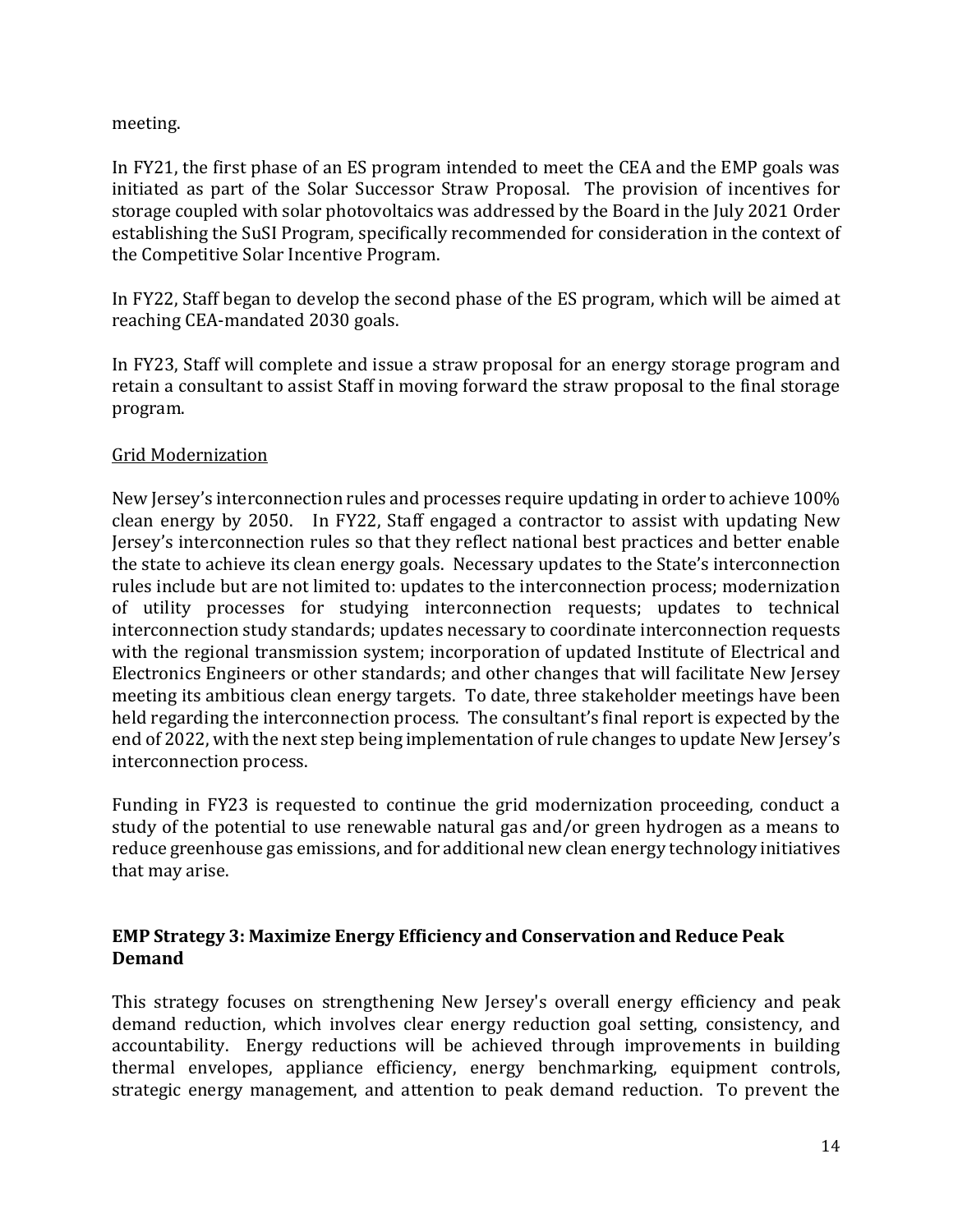meeting.

In FY21, the first phase of an ES program intended to meet the CEA and the EMP goals was initiated as part of the Solar Successor Straw Proposal. The provision of incentives for storage coupled with solar photovoltaics was addressed by the Board in the July 2021 Order establishing the SuSI Program, specifically recommended for consideration in the context of the Competitive Solar Incentive Program.

In FY22, Staff began to develop the second phase of the ES program, which will be aimed at reaching CEA-mandated 2030 goals.

In FY23, Staff will complete and issue a straw proposal for an energy storage program and retain a consultant to assist Staff in moving forward the straw proposal to the final storage program.

Grid Modernization

New Jersey's interconnection rules and processes require updating in order to achieve 100% clean energy by 2050. In FY22, Staff engaged a contractor to assist with updating New Jersey's interconnection rules so that they reflect national best practices and better enable the state to achieve its clean energy goals. Necessary updates to the State's interconnection rules include but are not limited to: updates to the interconnection process; modernization of utility processes for studying interconnection requests; updates to technical interconnection study standards; updates necessary to coordinate interconnection requests with the regional transmission system; incorporation of updated Institute of Electrical and Electronics Engineers or other standards; and other changes that will facilitate New Jersey meeting its ambitious clean energy targets. To date, three stakeholder meetings have been held regarding the interconnection process. The consultant's final report is expected by the end of 2022, with the next step being implementation of rule changes to update New Jersey's interconnection process.

Funding in FY23 is requested to continue the grid modernization proceeding, conduct a study of the potential to use renewable natural gas and/or green hydrogen as a means to reduce greenhouse gas emissions, and for additional new clean energy technology initiatives that may arise.

**EMP Strategy 3: Maximize Energy Efficiency and Conservation and Reduce Peak Demand**

This strategy focuses on strengthening New Jersey's overall energy efficiency and peak demand reduction, which involves clear energy reduction goal setting, consistency, and accountability. Energy reductions will be achieved through improvements in building thermal envelopes, appliance efficiency, energy benchmarking, equipment controls, strategic energy management, and attention to peak demand reduction. To prevent the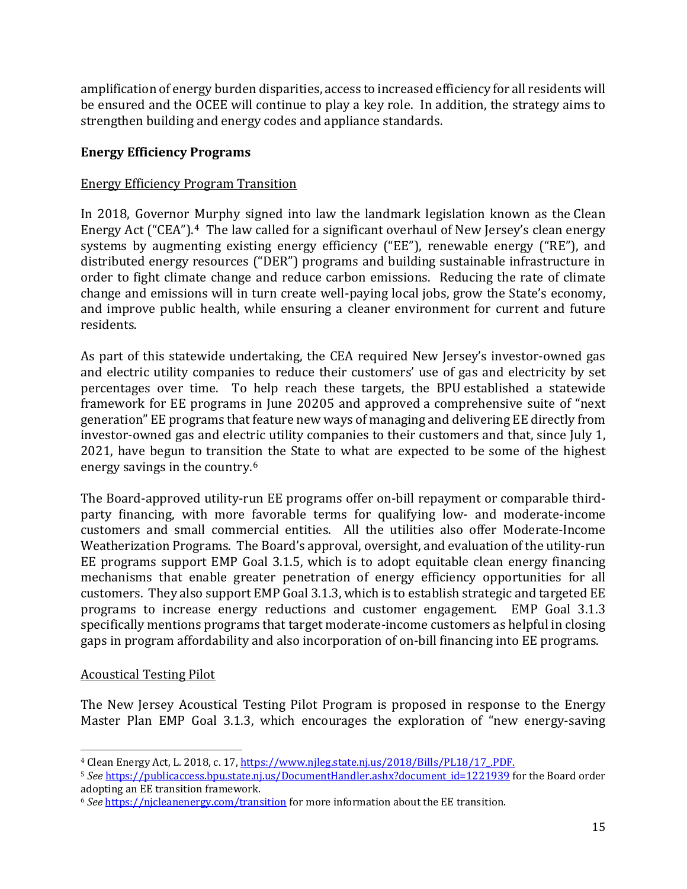amplification of energy burden disparities, access to increased efficiency for all residents will be ensured and the OCEE will continue to play a key role. In addition, the strategy aims to strengthen building and energy codes and appliance standards.

**Energy Efficiency Programs**

Energy Efficiency Program Transition

In 2018, Governor Murphy signed into law the landmark legislation known as the Clean Energy Act ("CEA").[4] The law called for a significant overhaul of New Jersey's clean energy systems by augmenting existing energy efficiency ("EE"), renewable energy ("RE"), and distributed energy resources ("DER") programs and building sustainable infrastructure in order to fight climate change and reduce carbon emissions. Reducing the rate of climate change and emissions will in turn create well-paying local jobs, grow the State's economy, and improve public health, while ensuring a cleaner environment for current and future residents.

As part of this statewide undertaking, the CEA required New Jersey's investor-owned gas and electric utility companies to reduce their customers' use of gas and electricity by set percentages over time. To help reach these targets, the BPU established a statewide framework for EE programs in June 2020[5] and approved a comprehensive suite of "next generation" EE programs that feature new ways of managing and delivering EE directly from investor-owned gas and electric utility companies to their customers and that, since July 1, 2021, have begun to transition the State to what are expected to be some of the highest energy savings in the country.[6]

The Board-approved utility-run EE programs offer on-bill repayment or comparable third-party financing, with more favorable terms for qualifying low- and moderate-income customers and small commercial entities. All the utilities also offer Moderate-Income Weatherization Programs. The Board's approval, oversight, and evaluation of the utility-run EE programs support EMP Goal 3.1.5, which is to adopt equitable clean energy financing mechanisms that enable greater penetration of energy efficiency opportunities for all customers. They also support EMP Goal 3.1.3, which is to establish strategic and targeted EE programs to increase energy reductions and customer engagement. EMP Goal 3.1.3 specifically mentions programs that target moderate-income customers as helpful in closing gaps in program affordability and also incorporation of on-bill financing into EE programs.

Acoustical Testing Pilot

The New Jersey Acoustical Testing Pilot Program is proposed in response to the Energy Master Plan EMP Goal 3.1.3, which encourages the exploration of "new energy-saving

---

[4] Clean Energy Act, L. 2018, c. 17, https://www.njleg.state.nj.us/2018/Bills/PL18/17_.PDF.

[5] *See* https://publicaccess.bpu.state.nj.us/DocumentHandler.ashx?document_id=1221939 for the Board order adopting an EE transition framework.

[6] *See* https://njcleanenergy.com/transition for more information about the EE transition.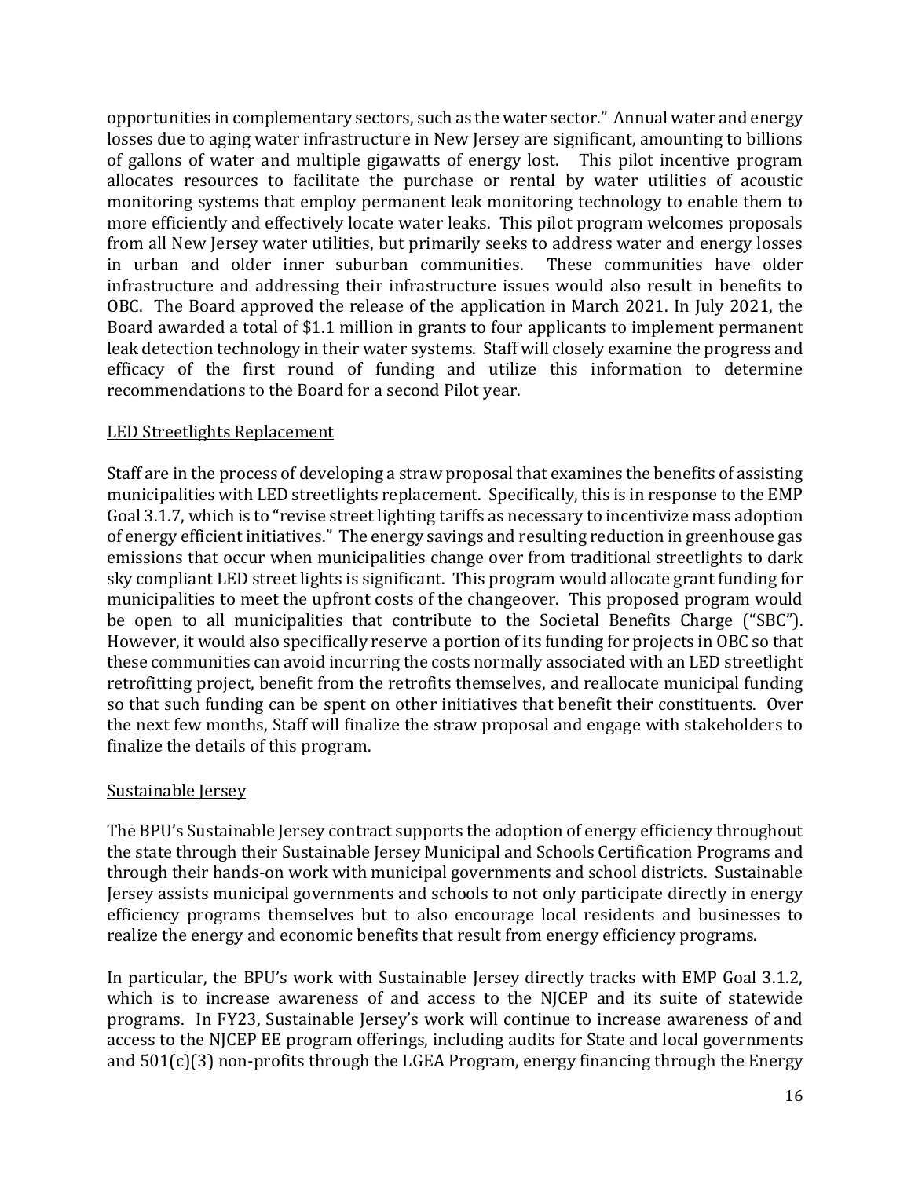opportunities in complementary sectors, such as the water sector." Annual water and energy losses due to aging water infrastructure in New Jersey are significant, amounting to billions of gallons of water and multiple gigawatts of energy lost. This pilot incentive program allocates resources to facilitate the purchase or rental by water utilities of acoustic monitoring systems that employ permanent leak monitoring technology to enable them to more efficiently and effectively locate water leaks. This pilot program welcomes proposals from all New Jersey water utilities, but primarily seeks to address water and energy losses in urban and older inner suburban communities. These communities have older infrastructure and addressing their infrastructure issues would also result in benefits to OBC. The Board approved the release of the application in March 2021. In July 2021, the Board awarded a total of $1.1 million in grants to four applicants to implement permanent leak detection technology in their water systems. Staff will closely examine the progress and efficacy of the first round of funding and utilize this information to determine recommendations to the Board for a second Pilot year.

<u>LED Streetlights Replacement</u>

Staff are in the process of developing a straw proposal that examines the benefits of assisting municipalities with LED streetlights replacement. Specifically, this is in response to the EMP Goal 3.1.7, which is to "revise street lighting tariffs as necessary to incentivize mass adoption of energy efficient initiatives." The energy savings and resulting reduction in greenhouse gas emissions that occur when municipalities change over from traditional streetlights to dark sky compliant LED street lights is significant. This program would allocate grant funding for municipalities to meet the upfront costs of the changeover. This proposed program would be open to all municipalities that contribute to the Societal Benefits Charge ("SBC"). However, it would also specifically reserve a portion of its funding for projects in OBC so that these communities can avoid incurring the costs normally associated with an LED streetlight retrofitting project, benefit from the retrofits themselves, and reallocate municipal funding so that such funding can be spent on other initiatives that benefit their constituents. Over the next few months, Staff will finalize the straw proposal and engage with stakeholders to finalize the details of this program.

<u>Sustainable Jersey</u>

The BPU's Sustainable Jersey contract supports the adoption of energy efficiency throughout the state through their Sustainable Jersey Municipal and Schools Certification Programs and through their hands-on work with municipal governments and school districts. Sustainable Jersey assists municipal governments and schools to not only participate directly in energy efficiency programs themselves but to also encourage local residents and businesses to realize the energy and economic benefits that result from energy efficiency programs.

In particular, the BPU's work with Sustainable Jersey directly tracks with EMP Goal 3.1.2, which is to increase awareness of and access to the NJCEP and its suite of statewide programs. In FY23, Sustainable Jersey's work will continue to increase awareness of and access to the NJCEP EE program offerings, including audits for State and local governments and 501(c)(3) non-profits through the LGEA Program, energy financing through the Energy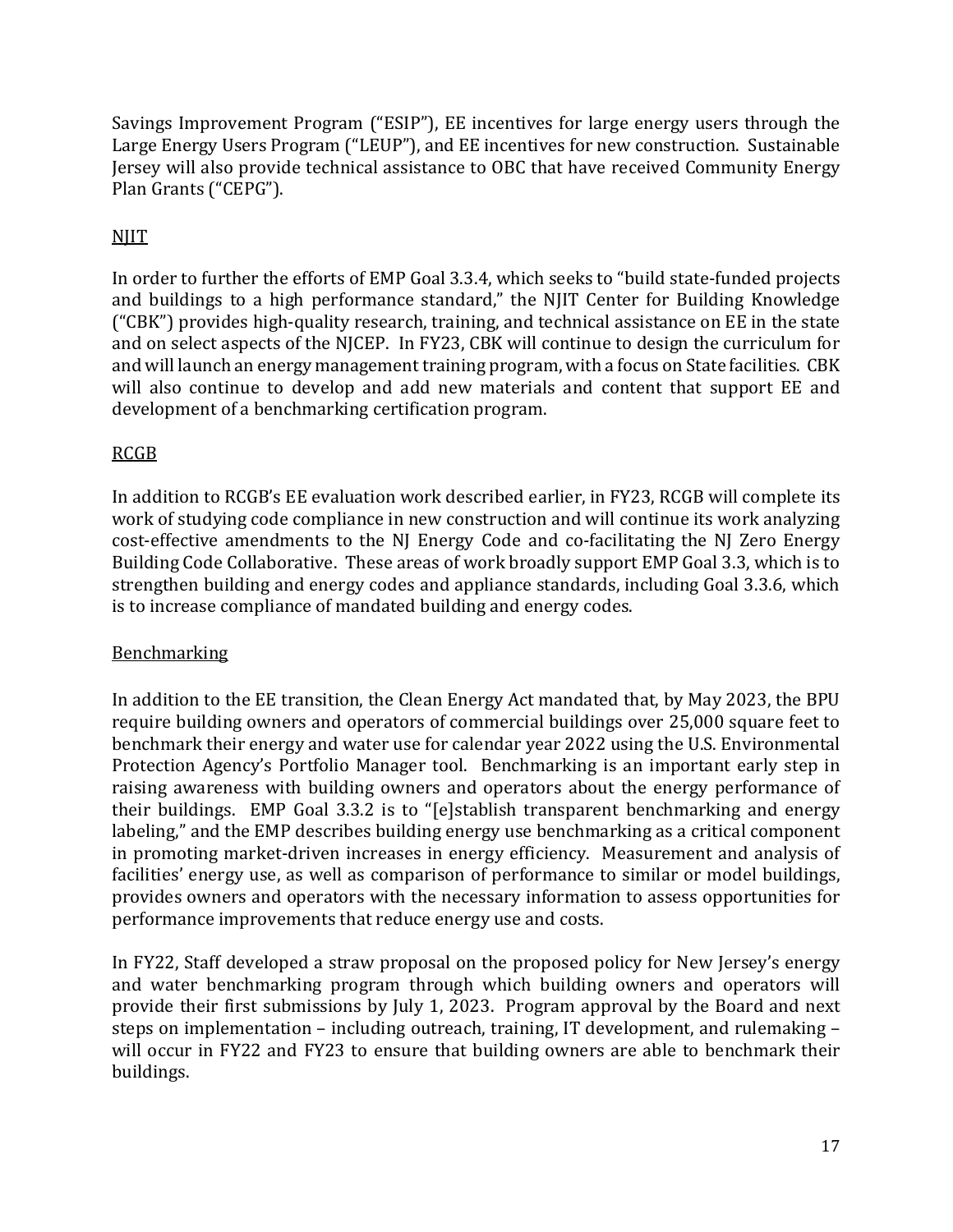Savings Improvement Program ("ESIP"), EE incentives for large energy users through the Large Energy Users Program ("LEUP"), and EE incentives for new construction. Sustainable Jersey will also provide technical assistance to OBC that have received Community Energy Plan Grants ("CEPG").

<u>NJIT</u>

In order to further the efforts of EMP Goal 3.3.4, which seeks to "build state-funded projects and buildings to a high performance standard," the NJIT Center for Building Knowledge ("CBK") provides high-quality research, training, and technical assistance on EE in the state and on select aspects of the NJCEP. In FY23, CBK will continue to design the curriculum for and will launch an energy management training program, with a focus on State facilities. CBK will also continue to develop and add new materials and content that support EE and development of a benchmarking certification program.

<u>RCGB</u>

In addition to RCGB's EE evaluation work described earlier, in FY23, RCGB will complete its work of studying code compliance in new construction and will continue its work analyzing cost-effective amendments to the NJ Energy Code and co-facilitating the NJ Zero Energy Building Code Collaborative. These areas of work broadly support EMP Goal 3.3, which is to strengthen building and energy codes and appliance standards, including Goal 3.3.6, which is to increase compliance of mandated building and energy codes.

<u>Benchmarking</u>

In addition to the EE transition, the Clean Energy Act mandated that, by May 2023, the BPU require building owners and operators of commercial buildings over 25,000 square feet to benchmark their energy and water use for calendar year 2022 using the U.S. Environmental Protection Agency's Portfolio Manager tool. Benchmarking is an important early step in raising awareness with building owners and operators about the energy performance of their buildings. EMP Goal 3.3.2 is to "[e]stablish transparent benchmarking and energy labeling," and the EMP describes building energy use benchmarking as a critical component in promoting market-driven increases in energy efficiency. Measurement and analysis of facilities' energy use, as well as comparison of performance to similar or model buildings, provides owners and operators with the necessary information to assess opportunities for performance improvements that reduce energy use and costs.

In FY22, Staff developed a straw proposal on the proposed policy for New Jersey's energy and water benchmarking program through which building owners and operators will provide their first submissions by July 1, 2023. Program approval by the Board and next steps on implementation – including outreach, training, IT development, and rulemaking – will occur in FY22 and FY23 to ensure that building owners are able to benchmark their buildings.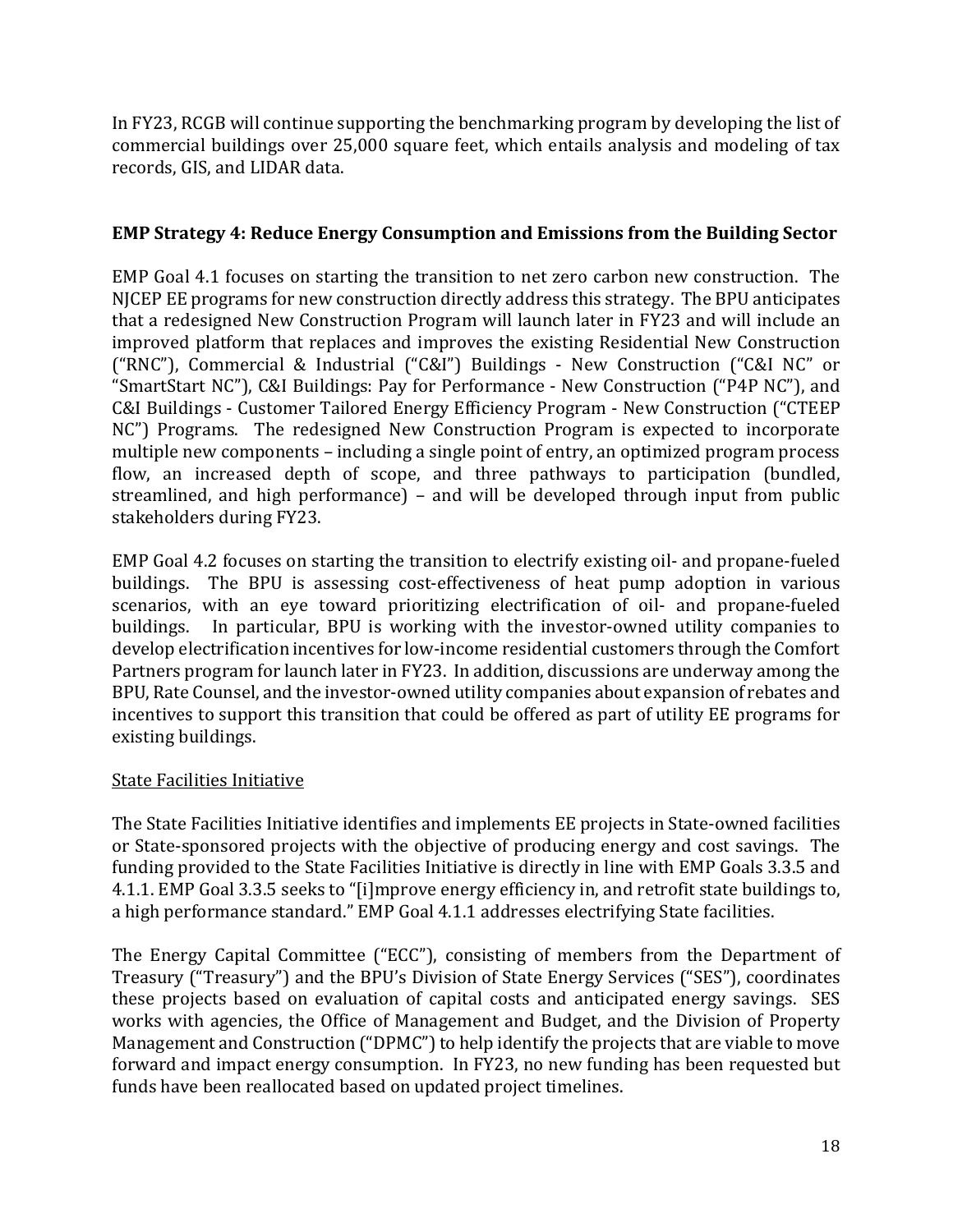In FY23, RCGB will continue supporting the benchmarking program by developing the list of commercial buildings over 25,000 square feet, which entails analysis and modeling of tax records, GIS, and LIDAR data.

**EMP Strategy 4: Reduce Energy Consumption and Emissions from the Building Sector**

EMP Goal 4.1 focuses on starting the transition to net zero carbon new construction. The NJCEP EE programs for new construction directly address this strategy. The BPU anticipates that a redesigned New Construction Program will launch later in FY23 and will include an improved platform that replaces and improves the existing Residential New Construction ("RNC"), Commercial & Industrial ("C&I") Buildings - New Construction ("C&I NC" or "SmartStart NC"), C&I Buildings: Pay for Performance - New Construction ("P4P NC"), and C&I Buildings - Customer Tailored Energy Efficiency Program - New Construction ("CTEEP NC") Programs. The redesigned New Construction Program is expected to incorporate multiple new components – including a single point of entry, an optimized program process flow, an increased depth of scope, and three pathways to participation (bundled, streamlined, and high performance) – and will be developed through input from public stakeholders during FY23.

EMP Goal 4.2 focuses on starting the transition to electrify existing oil- and propane-fueled buildings. The BPU is assessing cost-effectiveness of heat pump adoption in various scenarios, with an eye toward prioritizing electrification of oil- and propane-fueled buildings. In particular, BPU is working with the investor-owned utility companies to develop electrification incentives for low-income residential customers through the Comfort Partners program for launch later in FY23. In addition, discussions are underway among the BPU, Rate Counsel, and the investor-owned utility companies about expansion of rebates and incentives to support this transition that could be offered as part of utility EE programs for existing buildings.

State Facilities Initiative

The State Facilities Initiative identifies and implements EE projects in State-owned facilities or State-sponsored projects with the objective of producing energy and cost savings. The funding provided to the State Facilities Initiative is directly in line with EMP Goals 3.3.5 and 4.1.1. EMP Goal 3.3.5 seeks to "[i]mprove energy efficiency in, and retrofit state buildings to, a high performance standard." EMP Goal 4.1.1 addresses electrifying State facilities.

The Energy Capital Committee ("ECC"), consisting of members from the Department of Treasury ("Treasury") and the BPU's Division of State Energy Services ("SES"), coordinates these projects based on evaluation of capital costs and anticipated energy savings. SES works with agencies, the Office of Management and Budget, and the Division of Property Management and Construction ("DPMC") to help identify the projects that are viable to move forward and impact energy consumption. In FY23, no new funding has been requested but funds have been reallocated based on updated project timelines.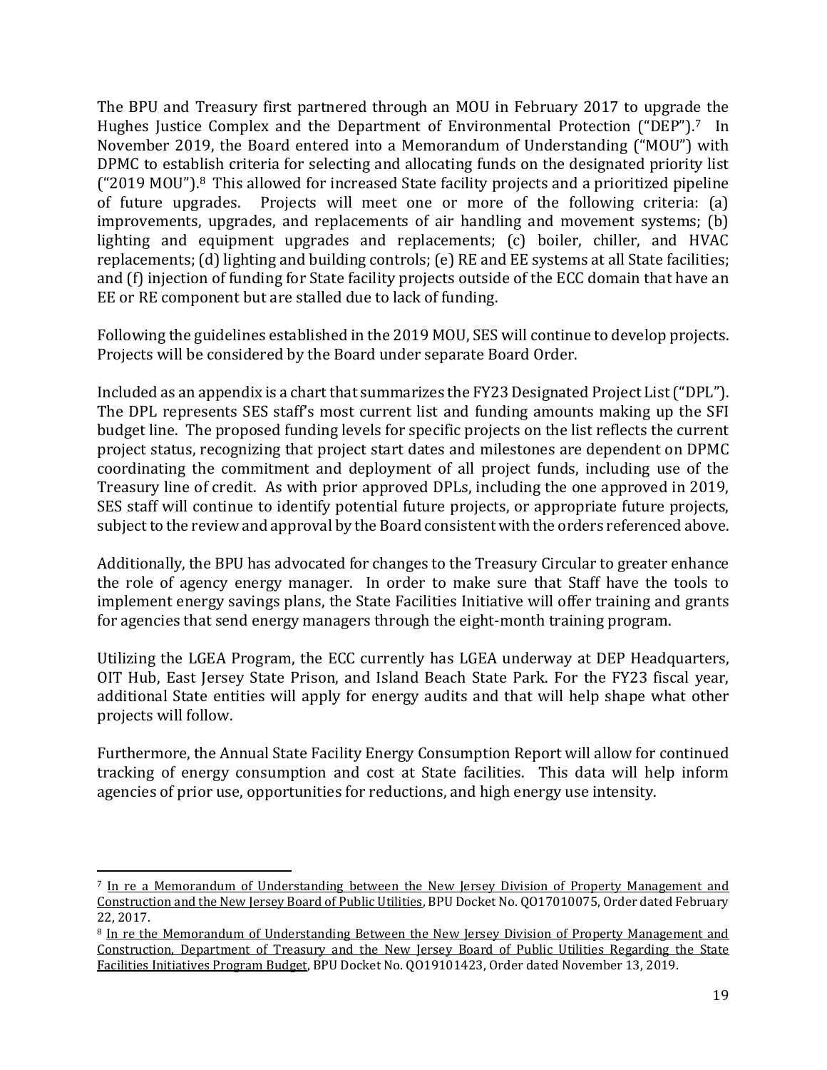The BPU and Treasury first partnered through an MOU in February 2017 to upgrade the Hughes Justice Complex and the Department of Environmental Protection ("DEP").[7] In November 2019, the Board entered into a Memorandum of Understanding ("MOU") with DPMC to establish criteria for selecting and allocating funds on the designated priority list ("2019 MOU").[8] This allowed for increased State facility projects and a prioritized pipeline of future upgrades. Projects will meet one or more of the following criteria: (a) improvements, upgrades, and replacements of air handling and movement systems; (b) lighting and equipment upgrades and replacements; (c) boiler, chiller, and HVAC replacements; (d) lighting and building controls; (e) RE and EE systems at all State facilities; and (f) injection of funding for State facility projects outside of the ECC domain that have an EE or RE component but are stalled due to lack of funding.

Following the guidelines established in the 2019 MOU, SES will continue to develop projects. Projects will be considered by the Board under separate Board Order.

Included as an appendix is a chart that summarizes the FY23 Designated Project List ("DPL"). The DPL represents SES staff's most current list and funding amounts making up the SFI budget line. The proposed funding levels for specific projects on the list reflects the current project status, recognizing that project start dates and milestones are dependent on DPMC coordinating the commitment and deployment of all project funds, including use of the Treasury line of credit. As with prior approved DPLs, including the one approved in 2019, SES staff will continue to identify potential future projects, or appropriate future projects, subject to the review and approval by the Board consistent with the orders referenced above.

Additionally, the BPU has advocated for changes to the Treasury Circular to greater enhance the role of agency energy manager. In order to make sure that Staff have the tools to implement energy savings plans, the State Facilities Initiative will offer training and grants for agencies that send energy managers through the eight-month training program.

Utilizing the LGEA Program, the ECC currently has LGEA underway at DEP Headquarters, OIT Hub, East Jersey State Prison, and Island Beach State Park. For the FY23 fiscal year, additional State entities will apply for energy audits and that will help shape what other projects will follow.

Furthermore, the Annual State Facility Energy Consumption Report will allow for continued tracking of energy consumption and cost at State facilities. This data will help inform agencies of prior use, opportunities for reductions, and high energy use intensity.

---

[7] In re a Memorandum of Understanding between the New Jersey Division of Property Management and Construction and the New Jersey Board of Public Utilities, BPU Docket No. QO17010075, Order dated February 22, 2017.

[8] In re the Memorandum of Understanding Between the New Jersey Division of Property Management and Construction, Department of Treasury and the New Jersey Board of Public Utilities Regarding the State Facilities Initiatives Program Budget, BPU Docket No. QO19101423, Order dated November 13, 2019.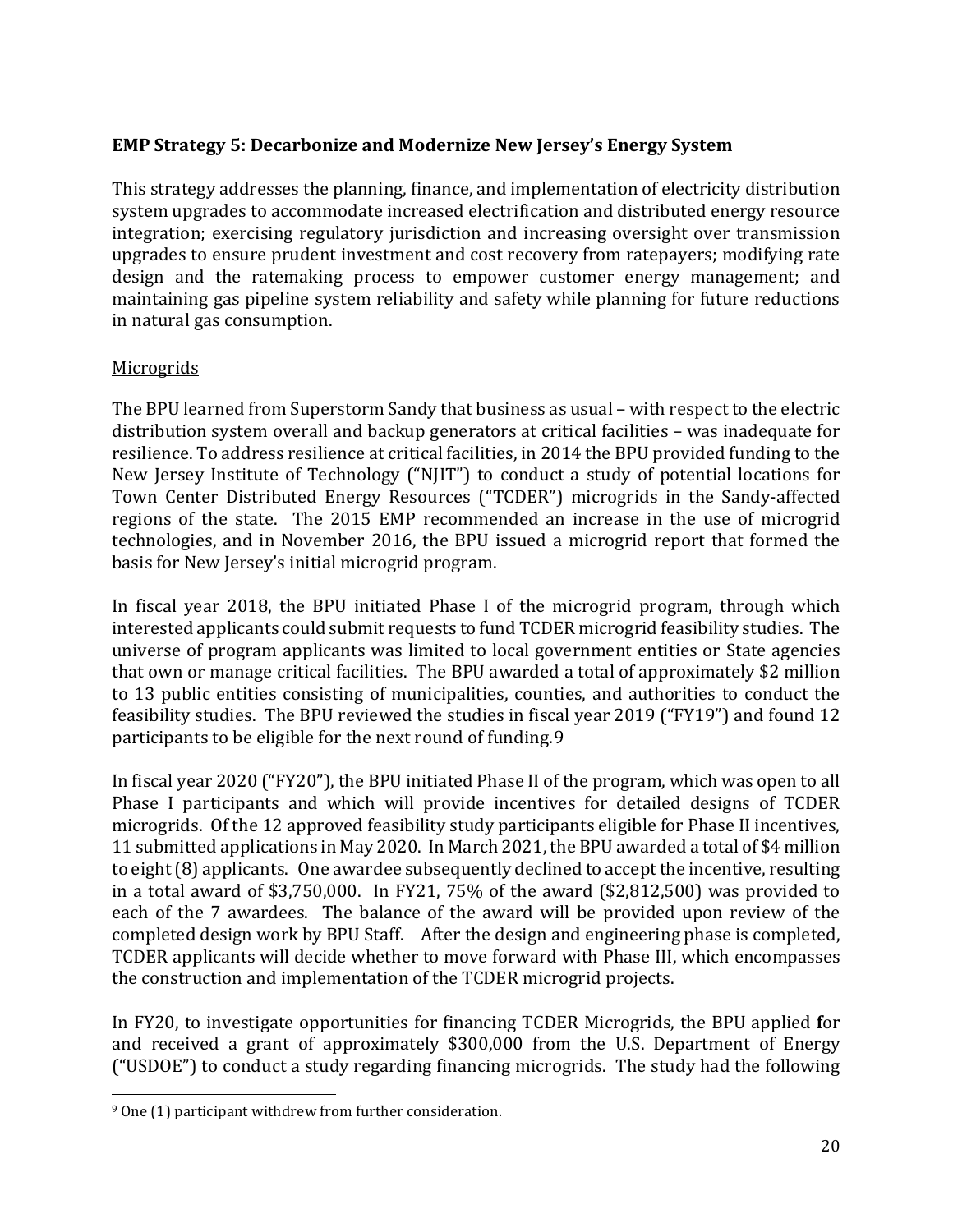**EMP Strategy 5: Decarbonize and Modernize New Jersey's Energy System**

This strategy addresses the planning, finance, and implementation of electricity distribution system upgrades to accommodate increased electrification and distributed energy resource integration; exercising regulatory jurisdiction and increasing oversight over transmission upgrades to ensure prudent investment and cost recovery from ratepayers; modifying rate design and the ratemaking process to empower customer energy management; and maintaining gas pipeline system reliability and safety while planning for future reductions in natural gas consumption.

<u>Microgrids</u>

The BPU learned from Superstorm Sandy that business as usual – with respect to the electric distribution system overall and backup generators at critical facilities – was inadequate for resilience. To address resilience at critical facilities, in 2014 the BPU provided funding to the New Jersey Institute of Technology ("NJIT") to conduct a study of potential locations for Town Center Distributed Energy Resources ("TCDER") microgrids in the Sandy-affected regions of the state. The 2015 EMP recommended an increase in the use of microgrid technologies, and in November 2016, the BPU issued a microgrid report that formed the basis for New Jersey's initial microgrid program.

In fiscal year 2018, the BPU initiated Phase I of the microgrid program, through which interested applicants could submit requests to fund TCDER microgrid feasibility studies. The universe of program applicants was limited to local government entities or State agencies that own or manage critical facilities. The BPU awarded a total of approximately $2 million to 13 public entities consisting of municipalities, counties, and authorities to conduct the feasibility studies. The BPU reviewed the studies in fiscal year 2019 ("FY19") and found 12 participants to be eligible for the next round of funding.[9]

In fiscal year 2020 ("FY20"), the BPU initiated Phase II of the program, which was open to all Phase I participants and which will provide incentives for detailed designs of TCDER microgrids. Of the 12 approved feasibility study participants eligible for Phase II incentives, 11 submitted applications in May 2020. In March 2021, the BPU awarded a total of $4 million to eight (8) applicants. One awardee subsequently declined to accept the incentive, resulting in a total award of $3,750,000. In FY21, 75% of the award ($2,812,500) was provided to each of the 7 awardees. The balance of the award will be provided upon review of the completed design work by BPU Staff. After the design and engineering phase is completed, TCDER applicants will decide whether to move forward with Phase III, which encompasses the construction and implementation of the TCDER microgrid projects.

In FY20, to investigate opportunities for financing TCDER Microgrids, the BPU applied for and received a grant of approximately $300,000 from the U.S. Department of Energy ("USDOE") to conduct a study regarding financing microgrids. The study had the following

---

[9] One (1) participant withdrew from further consideration.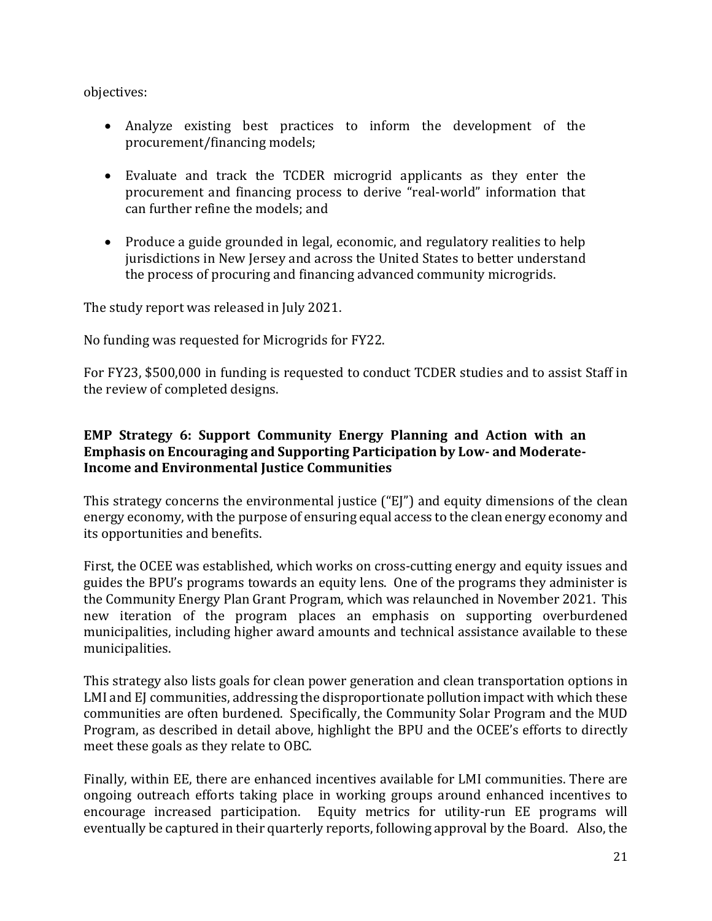objectives:

- Analyze existing best practices to inform the development of the procurement/financing models;
- Evaluate and track the TCDER microgrid applicants as they enter the procurement and financing process to derive "real-world" information that can further refine the models; and
- Produce a guide grounded in legal, economic, and regulatory realities to help jurisdictions in New Jersey and across the United States to better understand the process of procuring and financing advanced community microgrids.

The study report was released in July 2021.

No funding was requested for Microgrids for FY22.

For FY23, $500,000 in funding is requested to conduct TCDER studies and to assist Staff in the review of completed designs.

**EMP Strategy 6: Support Community Energy Planning and Action with an Emphasis on Encouraging and Supporting Participation by Low- and Moderate-Income and Environmental Justice Communities**

This strategy concerns the environmental justice ("EJ") and equity dimensions of the clean energy economy, with the purpose of ensuring equal access to the clean energy economy and its opportunities and benefits.

First, the OCEE was established, which works on cross-cutting energy and equity issues and guides the BPU's programs towards an equity lens. One of the programs they administer is the Community Energy Plan Grant Program, which was relaunched in November 2021. This new iteration of the program places an emphasis on supporting overburdened municipalities, including higher award amounts and technical assistance available to these municipalities.

This strategy also lists goals for clean power generation and clean transportation options in LMI and EJ communities, addressing the disproportionate pollution impact with which these communities are often burdened. Specifically, the Community Solar Program and the MUD Program, as described in detail above, highlight the BPU and the OCEE's efforts to directly meet these goals as they relate to OBC.

Finally, within EE, there are enhanced incentives available for LMI communities. There are ongoing outreach efforts taking place in working groups around enhanced incentives to encourage increased participation. Equity metrics for utility-run EE programs will eventually be captured in their quarterly reports, following approval by the Board. Also, the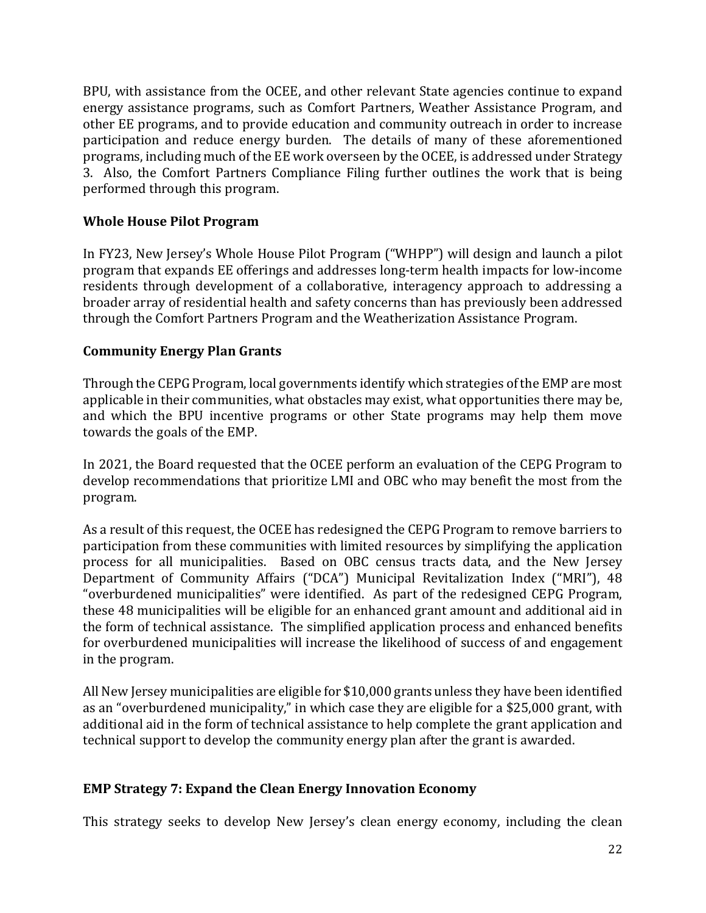BPU, with assistance from the OCEE, and other relevant State agencies continue to expand energy assistance programs, such as Comfort Partners, Weather Assistance Program, and other EE programs, and to provide education and community outreach in order to increase participation and reduce energy burden. The details of many of these aforementioned programs, including much of the EE work overseen by the OCEE, is addressed under Strategy 3. Also, the Comfort Partners Compliance Filing further outlines the work that is being performed through this program.

### Whole House Pilot Program

In FY23, New Jersey's Whole House Pilot Program ("WHPP") will design and launch a pilot program that expands EE offerings and addresses long-term health impacts for low-income residents through development of a collaborative, interagency approach to addressing a broader array of residential health and safety concerns than has previously been addressed through the Comfort Partners Program and the Weatherization Assistance Program.

### Community Energy Plan Grants

Through the CEPG Program, local governments identify which strategies of the EMP are most applicable in their communities, what obstacles may exist, what opportunities there may be, and which the BPU incentive programs or other State programs may help them move towards the goals of the EMP.

In 2021, the Board requested that the OCEE perform an evaluation of the CEPG Program to develop recommendations that prioritize LMI and OBC who may benefit the most from the program.

As a result of this request, the OCEE has redesigned the CEPG Program to remove barriers to participation from these communities with limited resources by simplifying the application process for all municipalities. Based on OBC census tracts data, and the New Jersey Department of Community Affairs ("DCA") Municipal Revitalization Index ("MRI"), 48 "overburdened municipalities" were identified. As part of the redesigned CEPG Program, these 48 municipalities will be eligible for an enhanced grant amount and additional aid in the form of technical assistance. The simplified application process and enhanced benefits for overburdened municipalities will increase the likelihood of success of and engagement in the program.

All New Jersey municipalities are eligible for $10,000 grants unless they have been identified as an "overburdened municipality," in which case they are eligible for a $25,000 grant, with additional aid in the form of technical assistance to help complete the grant application and technical support to develop the community energy plan after the grant is awarded.

## EMP Strategy 7: Expand the Clean Energy Innovation Economy

This strategy seeks to develop New Jersey's clean energy economy, including the clean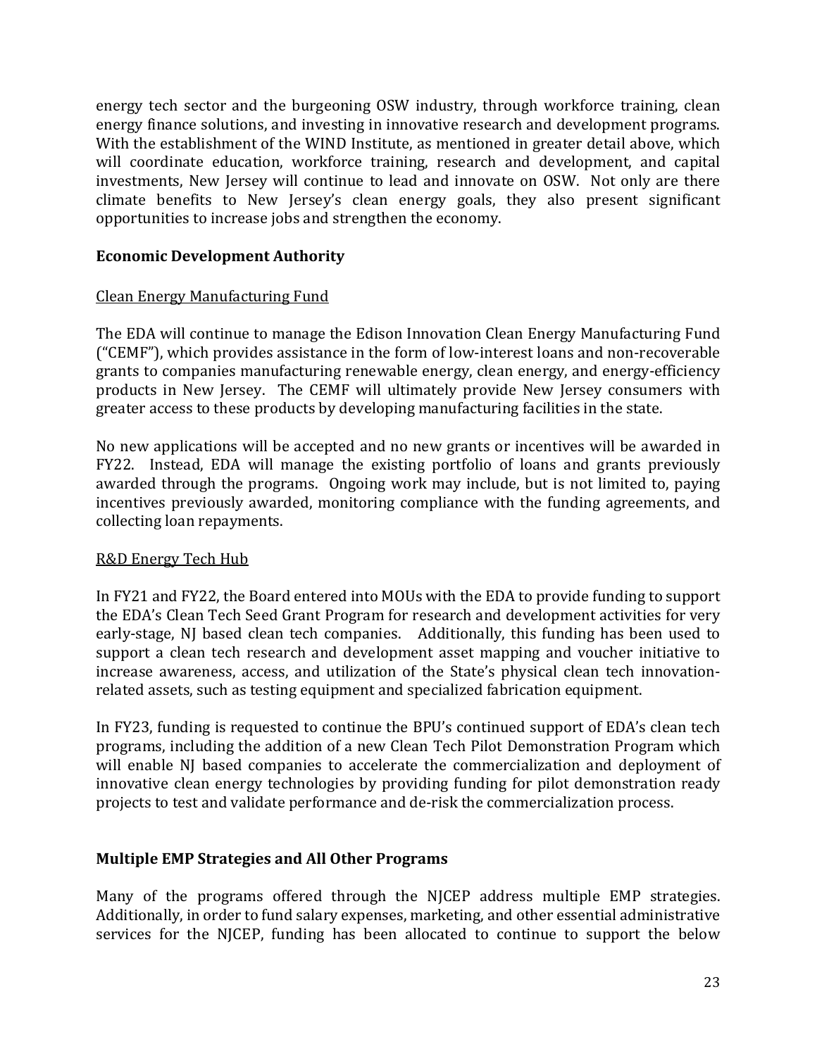energy tech sector and the burgeoning OSW industry, through workforce training, clean energy finance solutions, and investing in innovative research and development programs. With the establishment of the WIND Institute, as mentioned in greater detail above, which will coordinate education, workforce training, research and development, and capital investments, New Jersey will continue to lead and innovate on OSW. Not only are there climate benefits to New Jersey's clean energy goals, they also present significant opportunities to increase jobs and strengthen the economy.

**Economic Development Authority**

Clean Energy Manufacturing Fund

The EDA will continue to manage the Edison Innovation Clean Energy Manufacturing Fund ("CEMF"), which provides assistance in the form of low-interest loans and non-recoverable grants to companies manufacturing renewable energy, clean energy, and energy-efficiency products in New Jersey. The CEMF will ultimately provide New Jersey consumers with greater access to these products by developing manufacturing facilities in the state.

No new applications will be accepted and no new grants or incentives will be awarded in FY22. Instead, EDA will manage the existing portfolio of loans and grants previously awarded through the programs. Ongoing work may include, but is not limited to, paying incentives previously awarded, monitoring compliance with the funding agreements, and collecting loan repayments.

R&D Energy Tech Hub

In FY21 and FY22, the Board entered into MOUs with the EDA to provide funding to support the EDA's Clean Tech Seed Grant Program for research and development activities for very early-stage, NJ based clean tech companies. Additionally, this funding has been used to support a clean tech research and development asset mapping and voucher initiative to increase awareness, access, and utilization of the State's physical clean tech innovation-related assets, such as testing equipment and specialized fabrication equipment.

In FY23, funding is requested to continue the BPU's continued support of EDA's clean tech programs, including the addition of a new Clean Tech Pilot Demonstration Program which will enable NJ based companies to accelerate the commercialization and deployment of innovative clean energy technologies by providing funding for pilot demonstration ready projects to test and validate performance and de-risk the commercialization process.

**Multiple EMP Strategies and All Other Programs**

Many of the programs offered through the NJCEP address multiple EMP strategies. Additionally, in order to fund salary expenses, marketing, and other essential administrative services for the NJCEP, funding has been allocated to continue to support the below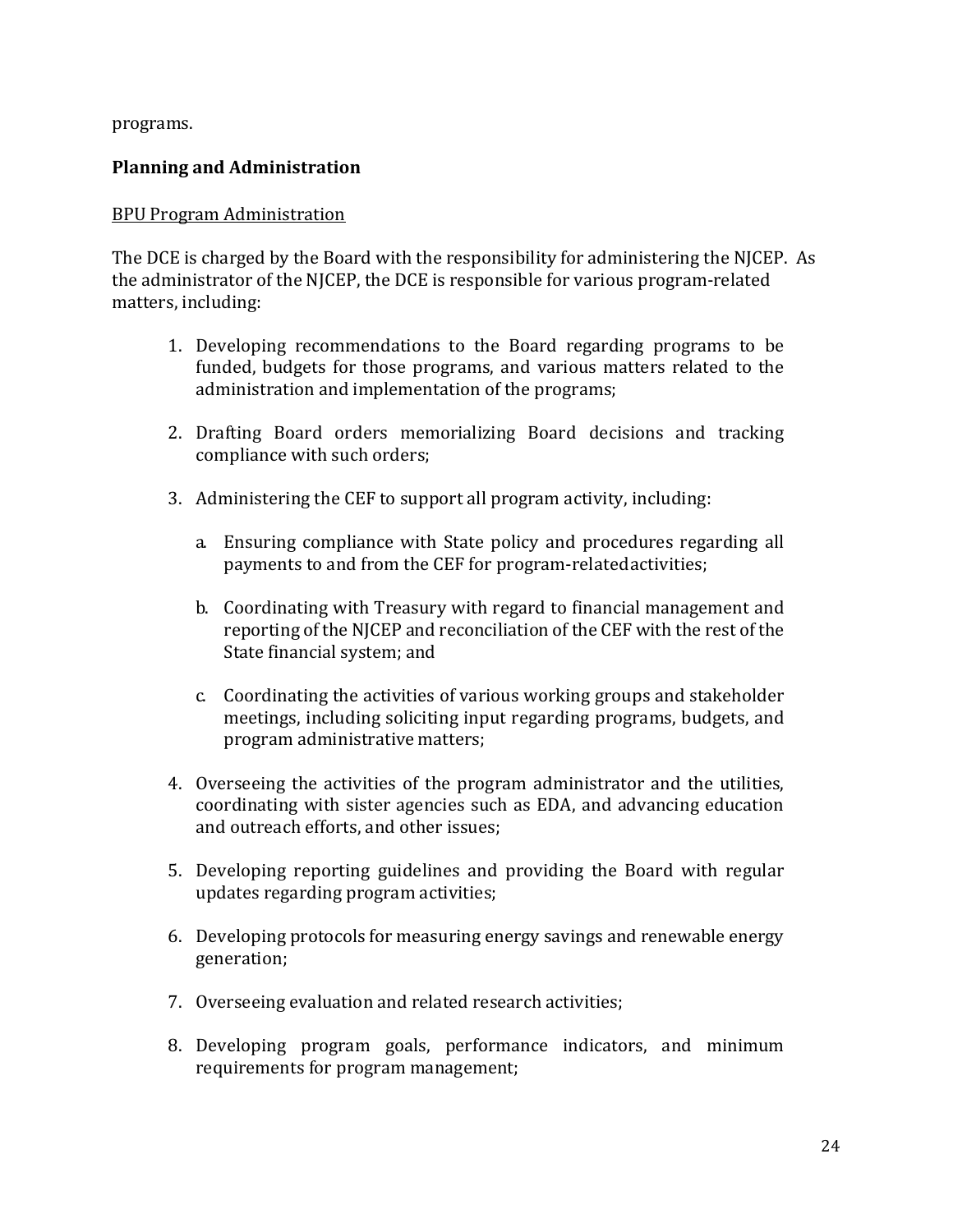programs.

**Planning and Administration**

BPU Program Administration

The DCE is charged by the Board with the responsibility for administering the NJCEP. As the administrator of the NJCEP, the DCE is responsible for various program-related matters, including:

1. Developing recommendations to the Board regarding programs to be funded, budgets for those programs, and various matters related to the administration and implementation of the programs;

2. Drafting Board orders memorializing Board decisions and tracking compliance with such orders;

3. Administering the CEF to support all program activity, including:

   a. Ensuring compliance with State policy and procedures regarding all payments to and from the CEF for program-relatedactivities;

   b. Coordinating with Treasury with regard to financial management and reporting of the NJCEP and reconciliation of the CEF with the rest of the State financial system; and

   c. Coordinating the activities of various working groups and stakeholder meetings, including soliciting input regarding programs, budgets, and program administrative matters;

4. Overseeing the activities of the program administrator and the utilities, coordinating with sister agencies such as EDA, and advancing education and outreach efforts, and other issues;

5. Developing reporting guidelines and providing the Board with regular updates regarding program activities;

6. Developing protocols for measuring energy savings and renewable energy generation;

7. Overseeing evaluation and related research activities;

8. Developing program goals, performance indicators, and minimum requirements for program management;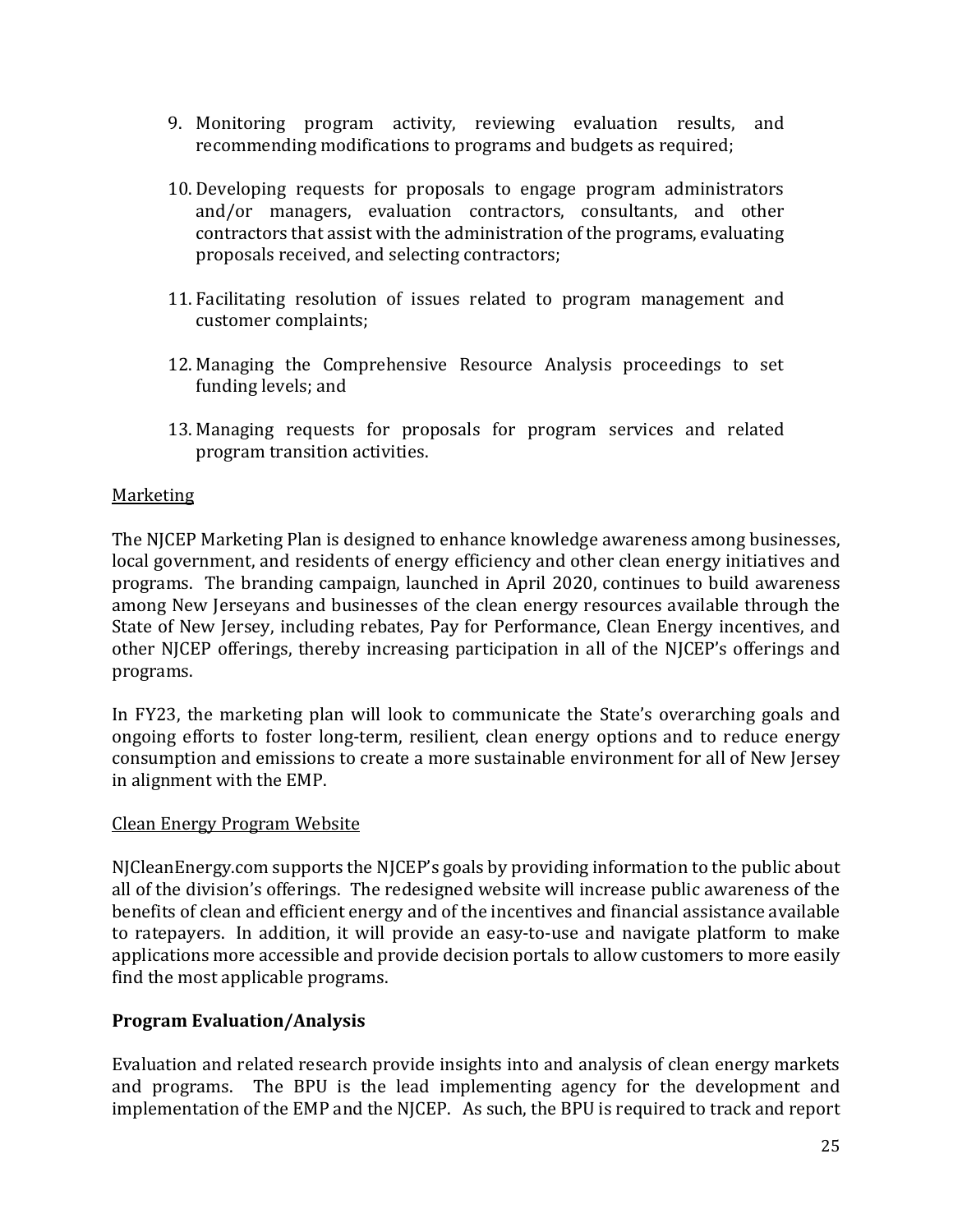9. Monitoring program activity, reviewing evaluation results, and recommending modifications to programs and budgets as required;

10. Developing requests for proposals to engage program administrators and/or managers, evaluation contractors, consultants, and other contractors that assist with the administration of the programs, evaluating proposals received, and selecting contractors;

11. Facilitating resolution of issues related to program management and customer complaints;

12. Managing the Comprehensive Resource Analysis proceedings to set funding levels; and

13. Managing requests for proposals for program services and related program transition activities.

<u>Marketing</u>

The NJCEP Marketing Plan is designed to enhance knowledge awareness among businesses, local government, and residents of energy efficiency and other clean energy initiatives and programs. The branding campaign, launched in April 2020, continues to build awareness among New Jerseyans and businesses of the clean energy resources available through the State of New Jersey, including rebates, Pay for Performance, Clean Energy incentives, and other NJCEP offerings, thereby increasing participation in all of the NJCEP's offerings and programs.

In FY23, the marketing plan will look to communicate the State's overarching goals and ongoing efforts to foster long-term, resilient, clean energy options and to reduce energy consumption and emissions to create a more sustainable environment for all of New Jersey in alignment with the EMP.

<u>Clean Energy Program Website</u>

NJCleanEnergy.com supports the NJCEP's goals by providing information to the public about all of the division's offerings. The redesigned website will increase public awareness of the benefits of clean and efficient energy and of the incentives and financial assistance available to ratepayers. In addition, it will provide an easy-to-use and navigate platform to make applications more accessible and provide decision portals to allow customers to more easily find the most applicable programs.

**Program Evaluation/Analysis**

Evaluation and related research provide insights into and analysis of clean energy markets and programs. The BPU is the lead implementing agency for the development and implementation of the EMP and the NJCEP. As such, the BPU is required to track and report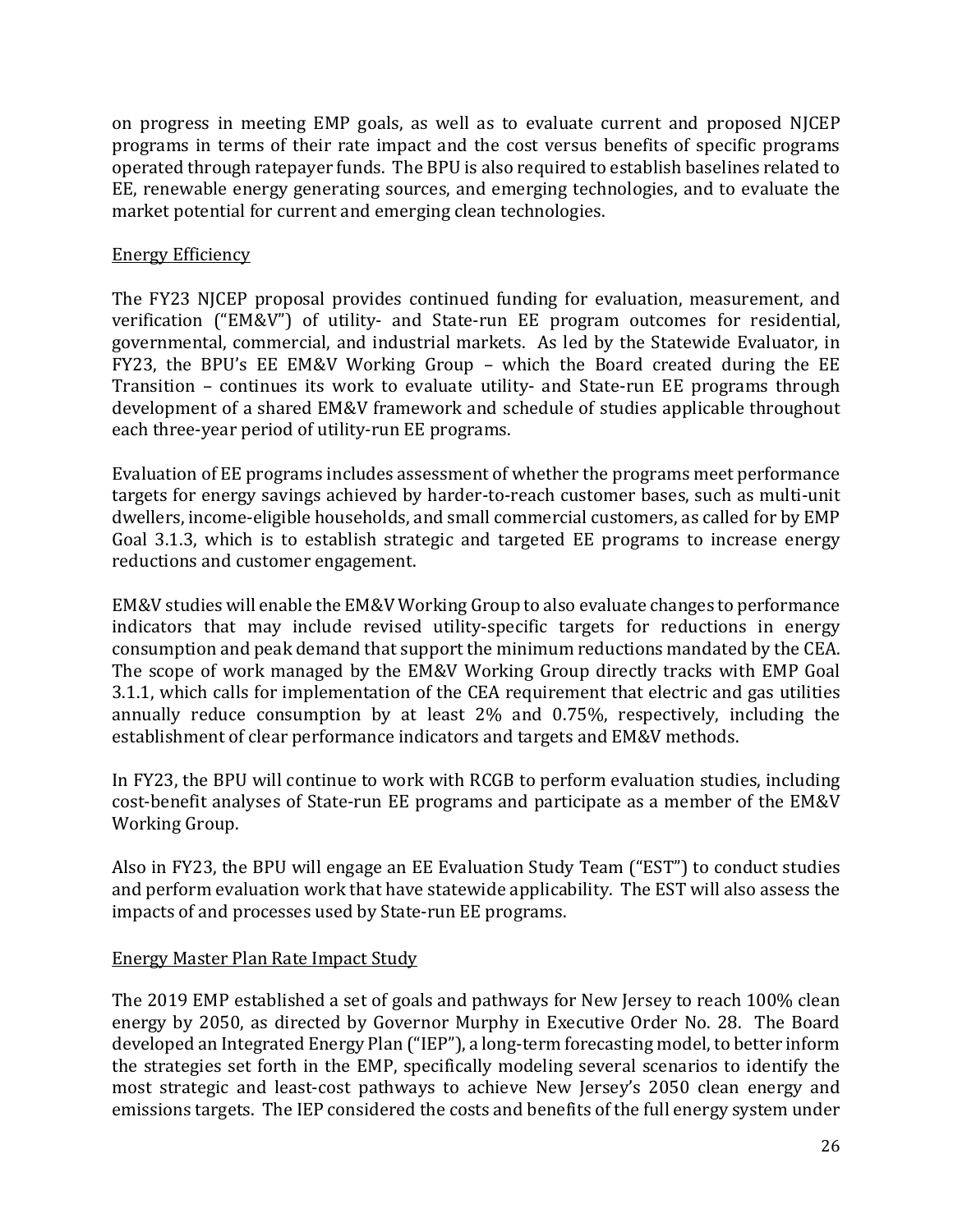on progress in meeting EMP goals, as well as to evaluate current and proposed NJCEP programs in terms of their rate impact and the cost versus benefits of specific programs operated through ratepayer funds. The BPU is also required to establish baselines related to EE, renewable energy generating sources, and emerging technologies, and to evaluate the market potential for current and emerging clean technologies.

<u>Energy Efficiency</u>

The FY23 NJCEP proposal provides continued funding for evaluation, measurement, and verification ("EM&V") of utility- and State-run EE program outcomes for residential, governmental, commercial, and industrial markets. As led by the Statewide Evaluator, in FY23, the BPU's EE EM&V Working Group – which the Board created during the EE Transition – continues its work to evaluate utility- and State-run EE programs through development of a shared EM&V framework and schedule of studies applicable throughout each three-year period of utility-run EE programs.

Evaluation of EE programs includes assessment of whether the programs meet performance targets for energy savings achieved by harder-to-reach customer bases, such as multi-unit dwellers, income-eligible households, and small commercial customers, as called for by EMP Goal 3.1.3, which is to establish strategic and targeted EE programs to increase energy reductions and customer engagement.

EM&V studies will enable the EM&V Working Group to also evaluate changes to performance indicators that may include revised utility-specific targets for reductions in energy consumption and peak demand that support the minimum reductions mandated by the CEA. The scope of work managed by the EM&V Working Group directly tracks with EMP Goal 3.1.1, which calls for implementation of the CEA requirement that electric and gas utilities annually reduce consumption by at least 2% and 0.75%, respectively, including the establishment of clear performance indicators and targets and EM&V methods.

In FY23, the BPU will continue to work with RCGB to perform evaluation studies, including cost-benefit analyses of State-run EE programs and participate as a member of the EM&V Working Group.

Also in FY23, the BPU will engage an EE Evaluation Study Team ("EST") to conduct studies and perform evaluation work that have statewide applicability. The EST will also assess the impacts of and processes used by State-run EE programs.

<u>Energy Master Plan Rate Impact Study</u>

The 2019 EMP established a set of goals and pathways for New Jersey to reach 100% clean energy by 2050, as directed by Governor Murphy in Executive Order No. 28. The Board developed an Integrated Energy Plan ("IEP"), a long-term forecasting model, to better inform the strategies set forth in the EMP, specifically modeling several scenarios to identify the most strategic and least-cost pathways to achieve New Jersey's 2050 clean energy and emissions targets. The IEP considered the costs and benefits of the full energy system under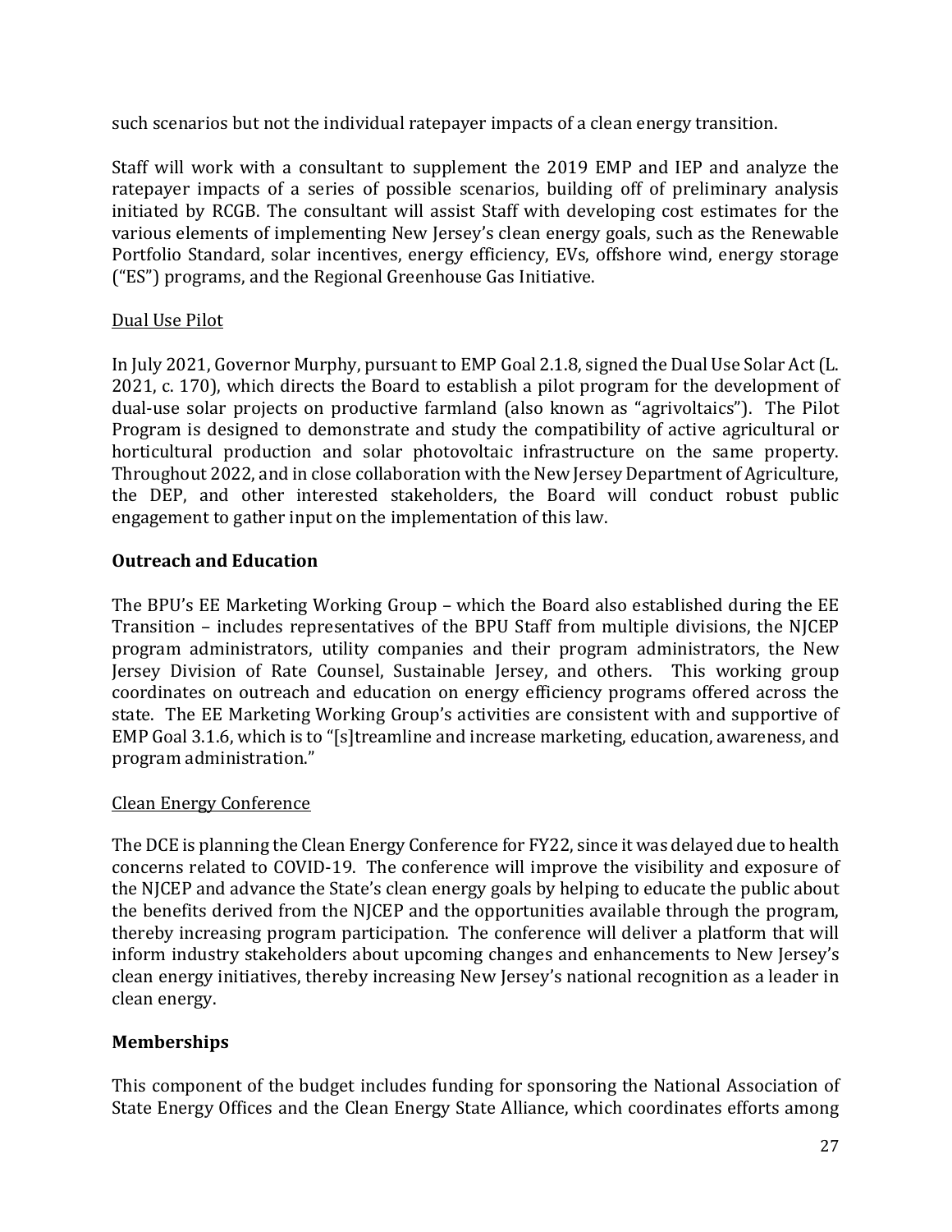such scenarios but not the individual ratepayer impacts of a clean energy transition.

Staff will work with a consultant to supplement the 2019 EMP and IEP and analyze the ratepayer impacts of a series of possible scenarios, building off of preliminary analysis initiated by RCGB. The consultant will assist Staff with developing cost estimates for the various elements of implementing New Jersey's clean energy goals, such as the Renewable Portfolio Standard, solar incentives, energy efficiency, EVs, offshore wind, energy storage ("ES") programs, and the Regional Greenhouse Gas Initiative.

<u>Dual Use Pilot</u>

In July 2021, Governor Murphy, pursuant to EMP Goal 2.1.8, signed the Dual Use Solar Act (L. 2021, c. 170), which directs the Board to establish a pilot program for the development of dual-use solar projects on productive farmland (also known as "agrivoltaics"). The Pilot Program is designed to demonstrate and study the compatibility of active agricultural or horticultural production and solar photovoltaic infrastructure on the same property. Throughout 2022, and in close collaboration with the New Jersey Department of Agriculture, the DEP, and other interested stakeholders, the Board will conduct robust public engagement to gather input on the implementation of this law.

**Outreach and Education**

The BPU's EE Marketing Working Group – which the Board also established during the EE Transition – includes representatives of the BPU Staff from multiple divisions, the NJCEP program administrators, utility companies and their program administrators, the New Jersey Division of Rate Counsel, Sustainable Jersey, and others. This working group coordinates on outreach and education on energy efficiency programs offered across the state. The EE Marketing Working Group's activities are consistent with and supportive of EMP Goal 3.1.6, which is to "[s]treamline and increase marketing, education, awareness, and program administration."

<u>Clean Energy Conference</u>

The DCE is planning the Clean Energy Conference for FY22, since it was delayed due to health concerns related to COVID-19. The conference will improve the visibility and exposure of the NJCEP and advance the State's clean energy goals by helping to educate the public about the benefits derived from the NJCEP and the opportunities available through the program, thereby increasing program participation. The conference will deliver a platform that will inform industry stakeholders about upcoming changes and enhancements to New Jersey's clean energy initiatives, thereby increasing New Jersey's national recognition as a leader in clean energy.

**Memberships**

This component of the budget includes funding for sponsoring the National Association of State Energy Offices and the Clean Energy State Alliance, which coordinates efforts among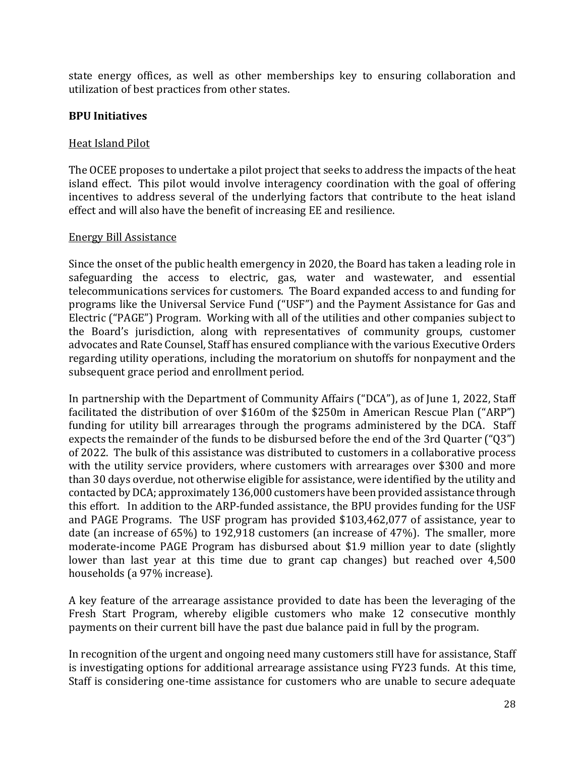state energy offices, as well as other memberships key to ensuring collaboration and utilization of best practices from other states.

**BPU Initiatives**

Heat Island Pilot

The OCEE proposes to undertake a pilot project that seeks to address the impacts of the heat island effect. This pilot would involve interagency coordination with the goal of offering incentives to address several of the underlying factors that contribute to the heat island effect and will also have the benefit of increasing EE and resilience.

Energy Bill Assistance

Since the onset of the public health emergency in 2020, the Board has taken a leading role in safeguarding the access to electric, gas, water and wastewater, and essential telecommunications services for customers. The Board expanded access to and funding for programs like the Universal Service Fund ("USF") and the Payment Assistance for Gas and Electric ("PAGE") Program. Working with all of the utilities and other companies subject to the Board's jurisdiction, along with representatives of community groups, customer advocates and Rate Counsel, Staff has ensured compliance with the various Executive Orders regarding utility operations, including the moratorium on shutoffs for nonpayment and the subsequent grace period and enrollment period.

In partnership with the Department of Community Affairs ("DCA"), as of June 1, 2022, Staff facilitated the distribution of over $160m of the $250m in American Rescue Plan ("ARP") funding for utility bill arrearages through the programs administered by the DCA. Staff expects the remainder of the funds to be disbursed before the end of the 3rd Quarter ("Q3") of 2022. The bulk of this assistance was distributed to customers in a collaborative process with the utility service providers, where customers with arrearages over $300 and more than 30 days overdue, not otherwise eligible for assistance, were identified by the utility and contacted by DCA; approximately 136,000 customers have been provided assistance through this effort. In addition to the ARP-funded assistance, the BPU provides funding for the USF and PAGE Programs. The USF program has provided $103,462,077 of assistance, year to date (an increase of 65%) to 192,918 customers (an increase of 47%). The smaller, more moderate-income PAGE Program has disbursed about $1.9 million year to date (slightly lower than last year at this time due to grant cap changes) but reached over 4,500 households (a 97% increase).

A key feature of the arrearage assistance provided to date has been the leveraging of the Fresh Start Program, whereby eligible customers who make 12 consecutive monthly payments on their current bill have the past due balance paid in full by the program.

In recognition of the urgent and ongoing need many customers still have for assistance, Staff is investigating options for additional arrearage assistance using FY23 funds. At this time, Staff is considering one-time assistance for customers who are unable to secure adequate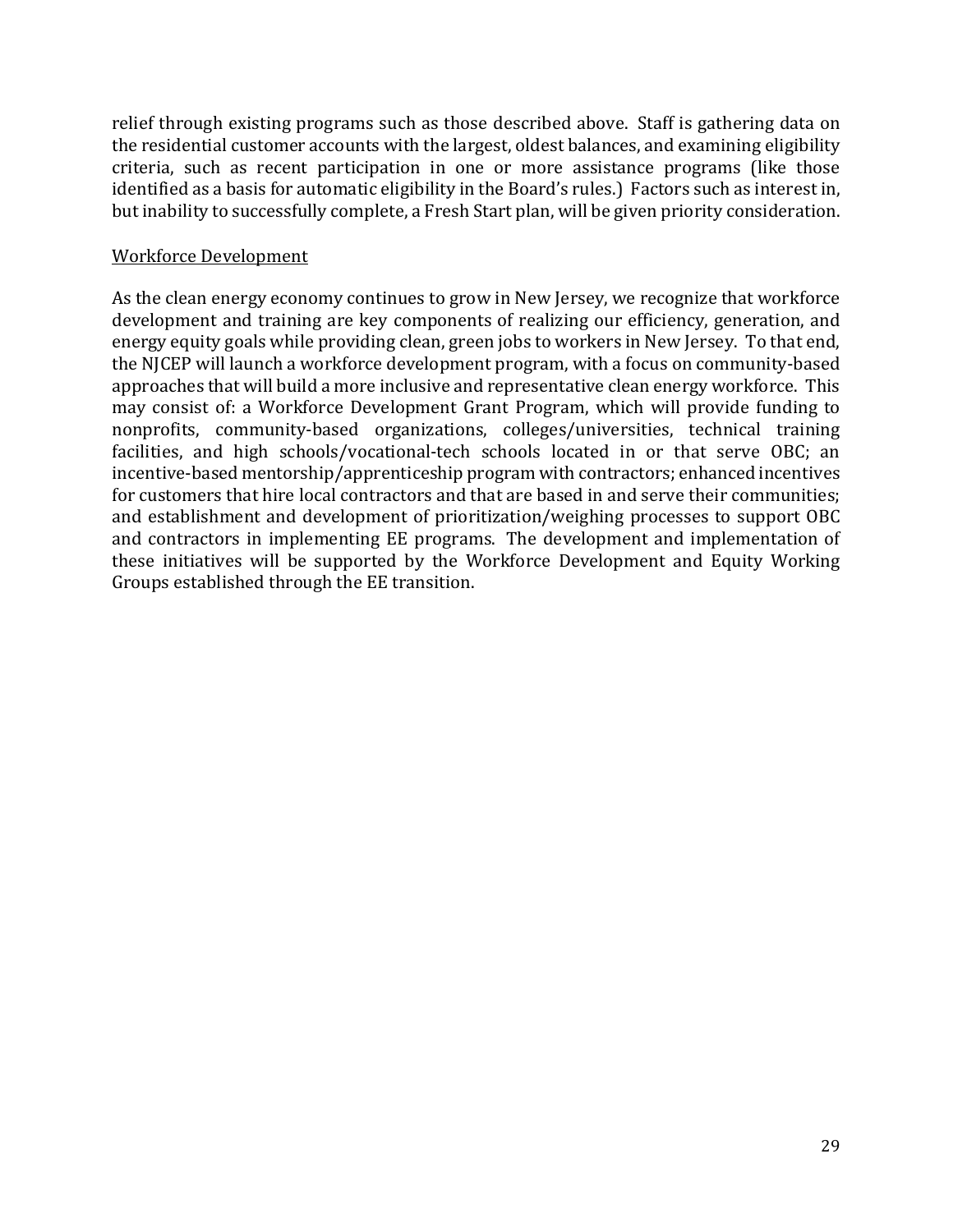relief through existing programs such as those described above. Staff is gathering data on the residential customer accounts with the largest, oldest balances, and examining eligibility criteria, such as recent participation in one or more assistance programs (like those identified as a basis for automatic eligibility in the Board's rules.) Factors such as interest in, but inability to successfully complete, a Fresh Start plan, will be given priority consideration.

Workforce Development

As the clean energy economy continues to grow in New Jersey, we recognize that workforce development and training are key components of realizing our efficiency, generation, and energy equity goals while providing clean, green jobs to workers in New Jersey. To that end, the NJCEP will launch a workforce development program, with a focus on community-based approaches that will build a more inclusive and representative clean energy workforce. This may consist of: a Workforce Development Grant Program, which will provide funding to nonprofits, community-based organizations, colleges/universities, technical training facilities, and high schools/vocational-tech schools located in or that serve OBC; an incentive-based mentorship/apprenticeship program with contractors; enhanced incentives for customers that hire local contractors and that are based in and serve their communities; and establishment and development of prioritization/weighing processes to support OBC and contractors in implementing EE programs. The development and implementation of these initiatives will be supported by the Workforce Development and Equity Working Groups established through the EE transition.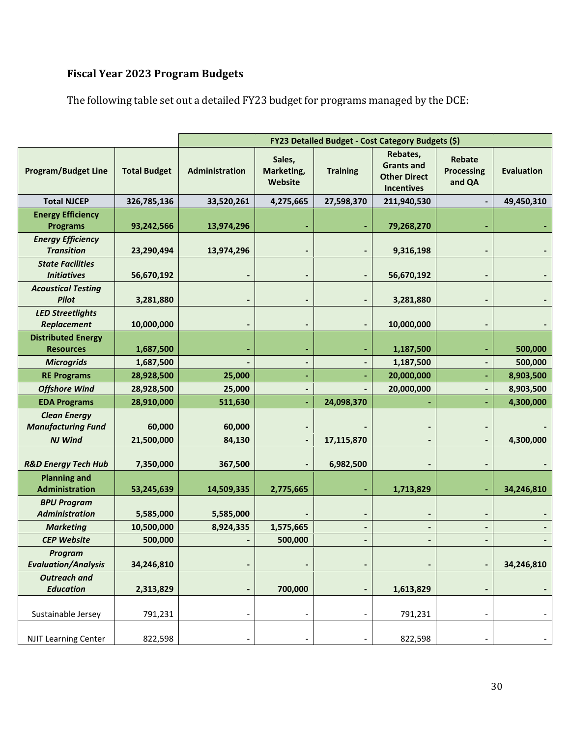## Fiscal Year 2023 Program Budgets

The following table set out a detailed FY23 budget for programs managed by the DCE:

| | | FY23 Detailed Budget - Cost Category Budgets ($) | | | | | |
|---|---|---|---|---|---|---|---|
| **Program/Budget Line** | **Total Budget** | **Administration** | **Sales, Marketing, Website** | **Training** | **Rebates, Grants and Other Direct Incentives** | **Rebate Processing and QA** | **Evaluation** |
| **Total NJCEP** | **326,785,136** | **33,520,261** | **4,275,665** | **27,598,370** | **211,940,530** | **-** | **49,450,310** |
| **Energy Efficiency Programs** | **93,242,566** | **13,974,296** | **-** | **-** | **79,268,270** | **-** | **-** |
| ***Energy Efficiency Transition*** | **23,290,494** | **13,974,296** | **-** | **-** | **9,316,198** | **-** | **-** |
| ***State Facilities Initiatives*** | **56,670,192** | **-** | **-** | **-** | **56,670,192** | **-** | **-** |
| ***Acoustical Testing Pilot*** | **3,281,880** | **-** | **-** | **-** | **3,281,880** | **-** | **-** |
| ***LED Streetlights Replacement*** | **10,000,000** | **-** | **-** | **-** | **10,000,000** | **-** | **-** |
| **Distributed Energy Resources** | **1,687,500** | **-** | **-** | **-** | **1,187,500** | **-** | **500,000** |
| ***Microgrids*** | **1,687,500** | **-** | **-** | **-** | **1,187,500** | **-** | **500,000** |
| **RE Programs** | **28,928,500** | **25,000** | **-** | **-** | **20,000,000** | **-** | **8,903,500** |
| ***Offshore Wind*** | **28,928,500** | **25,000** | **-** | **-** | **20,000,000** | **-** | **8,903,500** |
| **EDA Programs** | **28,910,000** | **511,630** | **-** | **24,098,370** | **-** | **-** | **4,300,000** |
| ***Clean Energy Manufacturing Fund*** | **60,000** | **60,000** | **-** | **-** | **-** | **-** | **-** |
| ***NJ Wind*** | **21,500,000** | **84,130** | **-** | **17,115,870** | **-** | **-** | **4,300,000** |
| ***R&D Energy Tech Hub*** | **7,350,000** | **367,500** | **-** | **6,982,500** | **-** | **-** | **-** |
| **Planning and Administration** | **53,245,639** | **14,509,335** | **2,775,665** | **-** | **1,713,829** | **-** | **34,246,810** |
| ***BPU Program Administration*** | **5,585,000** | **5,585,000** | **-** | **-** | **-** | **-** | **-** |
| ***Marketing*** | **10,500,000** | **8,924,335** | **1,575,665** | **-** | **-** | **-** | **-** |
| ***CEP Website*** | **500,000** | **-** | **500,000** | **-** | **-** | **-** | **-** |
| ***Program Evaluation/Analysis*** | **34,246,810** | **-** | **-** | **-** | **-** | **-** | **34,246,810** |
| ***Outreach and Education*** | **2,313,829** | **-** | **700,000** | **-** | **1,613,829** | **-** | **-** |
| Sustainable Jersey | 791,231 | - | - | - | 791,231 | - | - |
| NJIT Learning Center | 822,598 | - | - | - | 822,598 | - | - |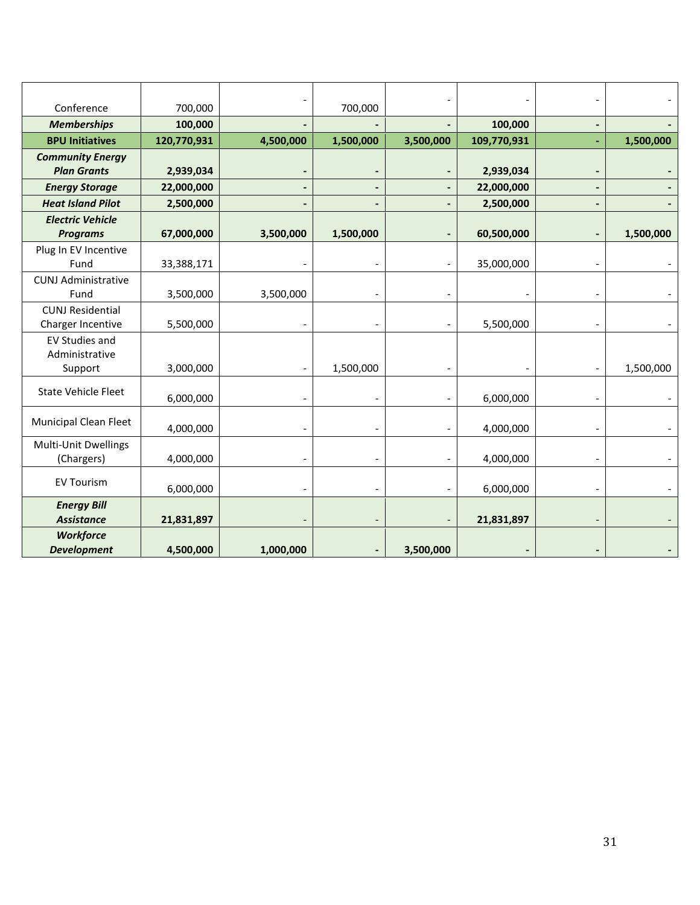| | | | | | | | |
|---|---|---|---|---|---|---|---|
| Conference | 700,000 | - | 700,000 | - | - | - | - |
| ***Memberships*** | **100,000** | **-** | **-** | **-** | **100,000** | **-** | **-** |
| **BPU Initiatives** | **120,770,931** | **4,500,000** | **1,500,000** | **3,500,000** | **109,770,931** | **-** | **1,500,000** |
| ***Community Energy Plan Grants*** | **2,939,034** | **-** | **-** | **-** | **2,939,034** | **-** | **-** |
| ***Energy Storage*** | **22,000,000** | **-** | **-** | **-** | **22,000,000** | **-** | **-** |
| ***Heat Island Pilot*** | **2,500,000** | **-** | **-** | **-** | **2,500,000** | **-** | **-** |
| ***Electric Vehicle Programs*** | **67,000,000** | **3,500,000** | **1,500,000** | **-** | **60,500,000** | **-** | **1,500,000** |
| Plug In EV Incentive Fund | 33,388,171 | - | - | - | 35,000,000 | - | - |
| CUNJ Administrative Fund | 3,500,000 | 3,500,000 | - | - | - | - | - |
| CUNJ Residential Charger Incentive | 5,500,000 | - | - | - | 5,500,000 | - | - |
| EV Studies and Administrative Support | 3,000,000 | - | 1,500,000 | - | - | - | 1,500,000 |
| State Vehicle Fleet | 6,000,000 | - | - | - | 6,000,000 | - | - |
| Municipal Clean Fleet | 4,000,000 | - | - | - | 4,000,000 | - | - |
| Multi-Unit Dwellings (Chargers) | 4,000,000 | - | - | - | 4,000,000 | - | - |
| EV Tourism | 6,000,000 | - | - | - | 6,000,000 | - | - |
| ***Energy Bill Assistance*** | **21,831,897** | - | - | - | **21,831,897** | - | - |
| ***Workforce Development*** | **4,500,000** | **1,000,000** | **-** | **3,500,000** | **-** | **-** | **-** |